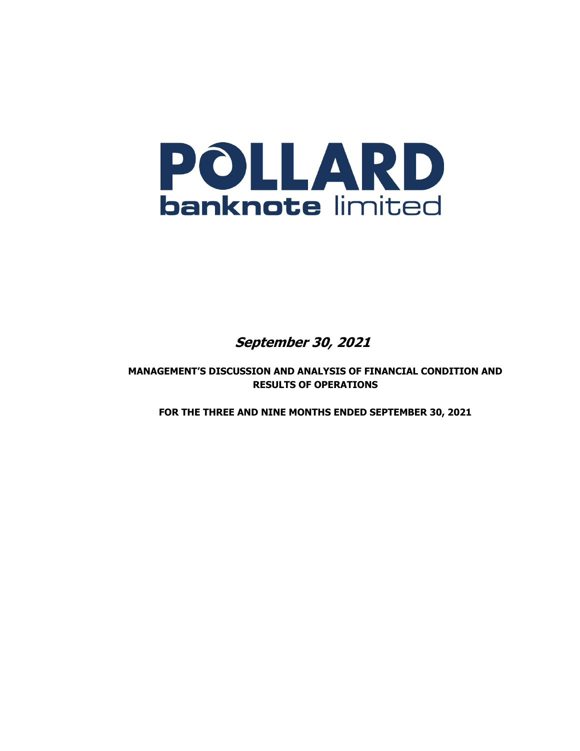# POLLARD banknote limited

***September 30, 2021***

**MANAGEMENT'S DISCUSSION AND ANALYSIS OF FINANCIAL CONDITION AND RESULTS OF OPERATIONS**

**FOR THE THREE AND NINE MONTHS ENDED SEPTEMBER 30, 2021**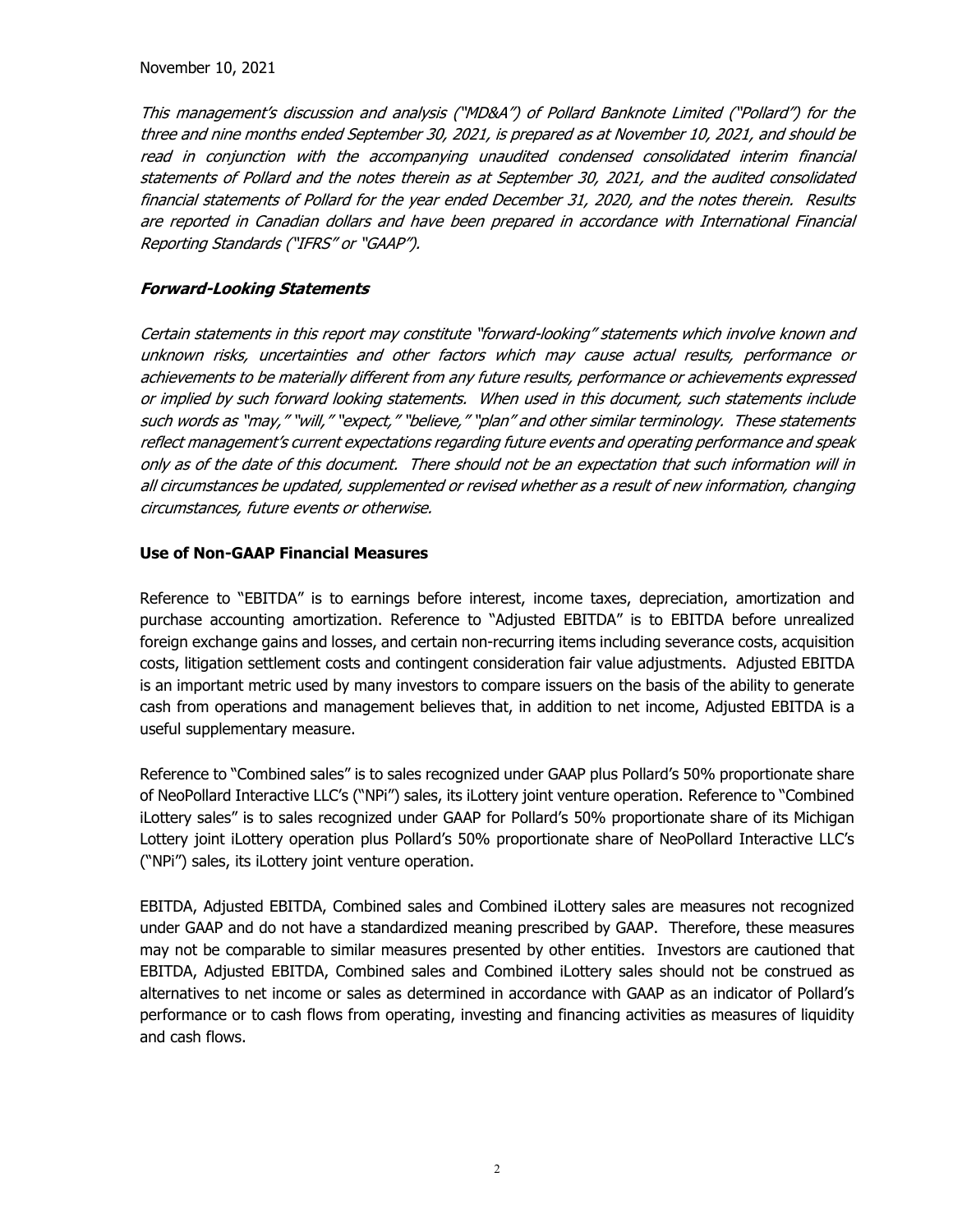November 10, 2021

*This management's discussion and analysis ("MD&A") of Pollard Banknote Limited ("Pollard") for the three and nine months ended September 30, 2021, is prepared as at November 10, 2021, and should be read in conjunction with the accompanying unaudited condensed consolidated interim financial statements of Pollard and the notes therein as at September 30, 2021, and the audited consolidated financial statements of Pollard for the year ended December 31, 2020, and the notes therein. Results are reported in Canadian dollars and have been prepared in accordance with International Financial Reporting Standards ("IFRS" or "GAAP").*

### ***Forward-Looking Statements***

*Certain statements in this report may constitute "forward-looking" statements which involve known and unknown risks, uncertainties and other factors which may cause actual results, performance or achievements to be materially different from any future results, performance or achievements expressed or implied by such forward looking statements. When used in this document, such statements include such words as "may," "will," "expect," "believe," "plan" and other similar terminology. These statements reflect management's current expectations regarding future events and operating performance and speak only as of the date of this document. There should not be an expectation that such information will in all circumstances be updated, supplemented or revised whether as a result of new information, changing circumstances, future events or otherwise.*

### **Use of Non-GAAP Financial Measures**

Reference to "EBITDA" is to earnings before interest, income taxes, depreciation, amortization and purchase accounting amortization. Reference to "Adjusted EBITDA" is to EBITDA before unrealized foreign exchange gains and losses, and certain non-recurring items including severance costs, acquisition costs, litigation settlement costs and contingent consideration fair value adjustments. Adjusted EBITDA is an important metric used by many investors to compare issuers on the basis of the ability to generate cash from operations and management believes that, in addition to net income, Adjusted EBITDA is a useful supplementary measure.

Reference to "Combined sales" is to sales recognized under GAAP plus Pollard's 50% proportionate share of NeoPollard Interactive LLC's ("NPi") sales, its iLottery joint venture operation. Reference to "Combined iLottery sales" is to sales recognized under GAAP for Pollard's 50% proportionate share of its Michigan Lottery joint iLottery operation plus Pollard's 50% proportionate share of NeoPollard Interactive LLC's ("NPi") sales, its iLottery joint venture operation.

EBITDA, Adjusted EBITDA, Combined sales and Combined iLottery sales are measures not recognized under GAAP and do not have a standardized meaning prescribed by GAAP. Therefore, these measures may not be comparable to similar measures presented by other entities. Investors are cautioned that EBITDA, Adjusted EBITDA, Combined sales and Combined iLottery sales should not be construed as alternatives to net income or sales as determined in accordance with GAAP as an indicator of Pollard's performance or to cash flows from operating, investing and financing activities as measures of liquidity and cash flows.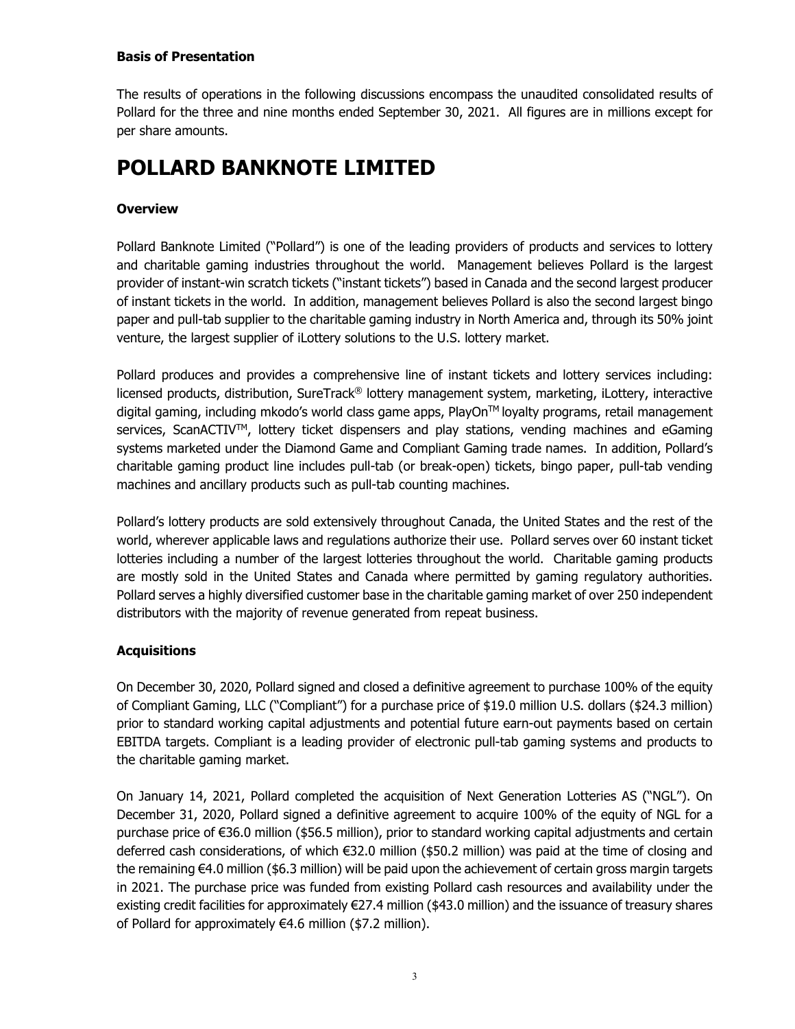**Basis of Presentation**

The results of operations in the following discussions encompass the unaudited consolidated results of Pollard for the three and nine months ended September 30, 2021. All figures are in millions except for per share amounts.

# POLLARD BANKNOTE LIMITED

**Overview**

Pollard Banknote Limited ("Pollard") is one of the leading providers of products and services to lottery and charitable gaming industries throughout the world. Management believes Pollard is the largest provider of instant-win scratch tickets ("instant tickets") based in Canada and the second largest producer of instant tickets in the world. In addition, management believes Pollard is also the second largest bingo paper and pull-tab supplier to the charitable gaming industry in North America and, through its 50% joint venture, the largest supplier of iLottery solutions to the U.S. lottery market.

Pollard produces and provides a comprehensive line of instant tickets and lottery services including: licensed products, distribution, SureTrack® lottery management system, marketing, iLottery, interactive digital gaming, including mkodo's world class game apps, PlayOn™ loyalty programs, retail management services, ScanACTIV™, lottery ticket dispensers and play stations, vending machines and eGaming systems marketed under the Diamond Game and Compliant Gaming trade names. In addition, Pollard's charitable gaming product line includes pull-tab (or break-open) tickets, bingo paper, pull-tab vending machines and ancillary products such as pull-tab counting machines.

Pollard's lottery products are sold extensively throughout Canada, the United States and the rest of the world, wherever applicable laws and regulations authorize their use. Pollard serves over 60 instant ticket lotteries including a number of the largest lotteries throughout the world. Charitable gaming products are mostly sold in the United States and Canada where permitted by gaming regulatory authorities. Pollard serves a highly diversified customer base in the charitable gaming market of over 250 independent distributors with the majority of revenue generated from repeat business.

**Acquisitions**

On December 30, 2020, Pollard signed and closed a definitive agreement to purchase 100% of the equity of Compliant Gaming, LLC ("Compliant") for a purchase price of $19.0 million U.S. dollars ($24.3 million) prior to standard working capital adjustments and potential future earn-out payments based on certain EBITDA targets. Compliant is a leading provider of electronic pull-tab gaming systems and products to the charitable gaming market.

On January 14, 2021, Pollard completed the acquisition of Next Generation Lotteries AS ("NGL"). On December 31, 2020, Pollard signed a definitive agreement to acquire 100% of the equity of NGL for a purchase price of €36.0 million ($56.5 million), prior to standard working capital adjustments and certain deferred cash considerations, of which €32.0 million ($50.2 million) was paid at the time of closing and the remaining €4.0 million ($6.3 million) will be paid upon the achievement of certain gross margin targets in 2021. The purchase price was funded from existing Pollard cash resources and availability under the existing credit facilities for approximately €27.4 million ($43.0 million) and the issuance of treasury shares of Pollard for approximately €4.6 million ($7.2 million).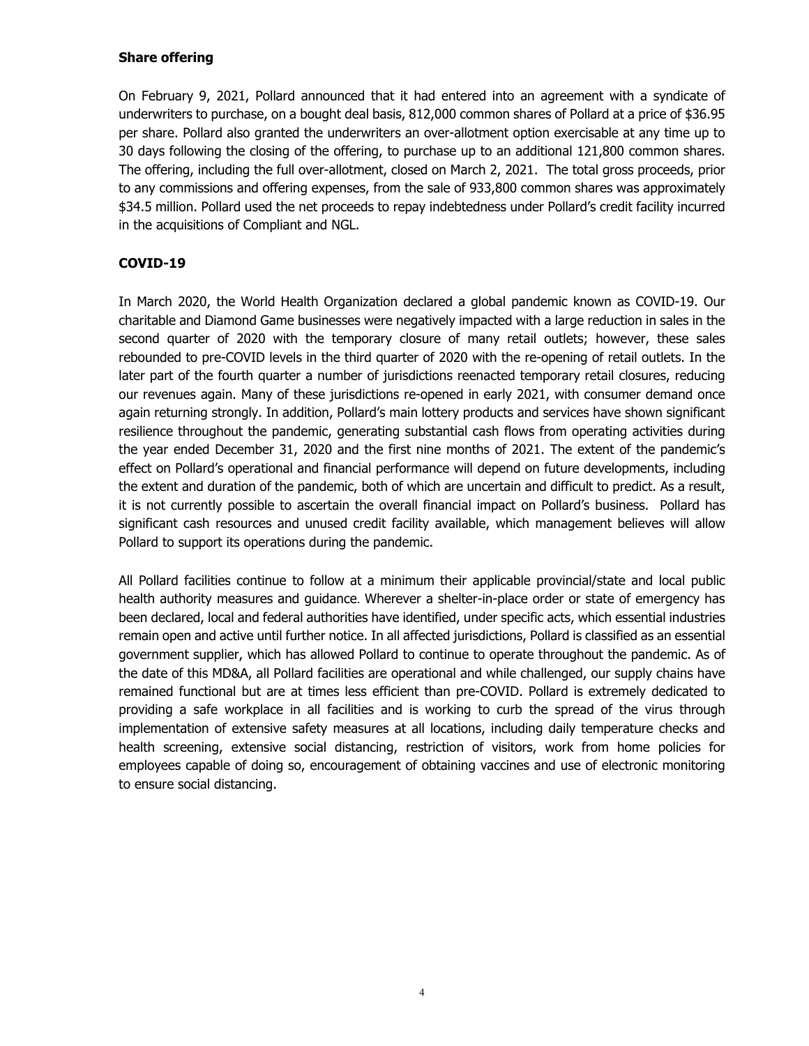**Share offering**

On February 9, 2021, Pollard announced that it had entered into an agreement with a syndicate of underwriters to purchase, on a bought deal basis, 812,000 common shares of Pollard at a price of $36.95 per share. Pollard also granted the underwriters an over-allotment option exercisable at any time up to 30 days following the closing of the offering, to purchase up to an additional 121,800 common shares. The offering, including the full over-allotment, closed on March 2, 2021. The total gross proceeds, prior to any commissions and offering expenses, from the sale of 933,800 common shares was approximately $34.5 million. Pollard used the net proceeds to repay indebtedness under Pollard's credit facility incurred in the acquisitions of Compliant and NGL.

## COVID-19

In March 2020, the World Health Organization declared a global pandemic known as COVID-19. Our charitable and Diamond Game businesses were negatively impacted with a large reduction in sales in the second quarter of 2020 with the temporary closure of many retail outlets; however, these sales rebounded to pre-COVID levels in the third quarter of 2020 with the re-opening of retail outlets. In the later part of the fourth quarter a number of jurisdictions reenacted temporary retail closures, reducing our revenues again. Many of these jurisdictions re-opened in early 2021, with consumer demand once again returning strongly. In addition, Pollard's main lottery products and services have shown significant resilience throughout the pandemic, generating substantial cash flows from operating activities during the year ended December 31, 2020 and the first nine months of 2021. The extent of the pandemic's effect on Pollard's operational and financial performance will depend on future developments, including the extent and duration of the pandemic, both of which are uncertain and difficult to predict. As a result, it is not currently possible to ascertain the overall financial impact on Pollard's business. Pollard has significant cash resources and unused credit facility available, which management believes will allow Pollard to support its operations during the pandemic.

All Pollard facilities continue to follow at a minimum their applicable provincial/state and local public health authority measures and guidance. Wherever a shelter-in-place order or state of emergency has been declared, local and federal authorities have identified, under specific acts, which essential industries remain open and active until further notice. In all affected jurisdictions, Pollard is classified as an essential government supplier, which has allowed Pollard to continue to operate throughout the pandemic. As of the date of this MD&A, all Pollard facilities are operational and while challenged, our supply chains have remained functional but are at times less efficient than pre-COVID. Pollard is extremely dedicated to providing a safe workplace in all facilities and is working to curb the spread of the virus through implementation of extensive safety measures at all locations, including daily temperature checks and health screening, extensive social distancing, restriction of visitors, work from home policies for employees capable of doing so, encouragement of obtaining vaccines and use of electronic monitoring to ensure social distancing.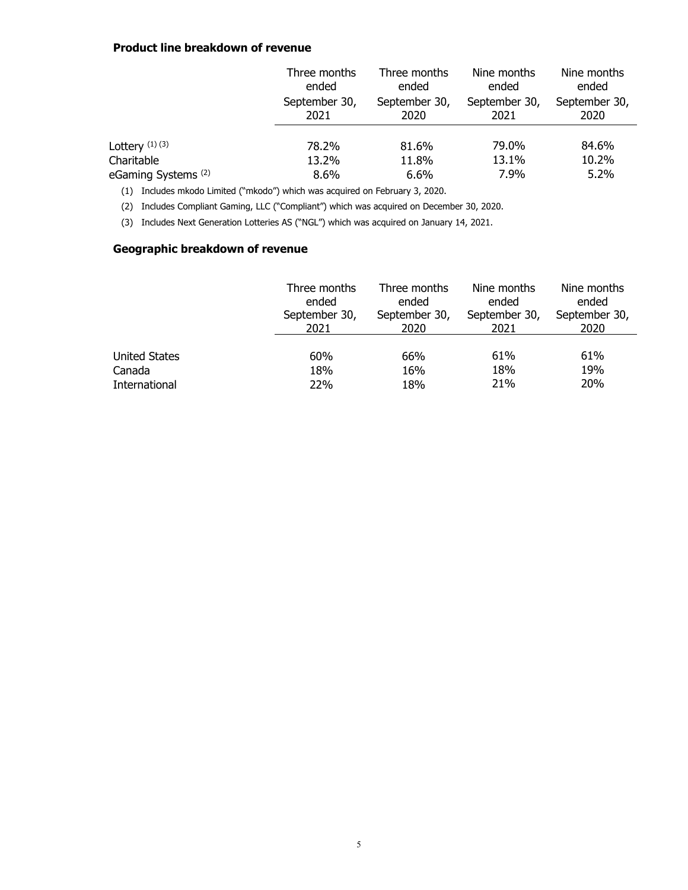### Product line breakdown of revenue

| | Three months ended September 30, 2021 | Three months ended September 30, 2020 | Nine months ended September 30, 2021 | Nine months ended September 30, 2020 |
|---|---|---|---|---|
| Lottery [(1) (3)] | 78.2% | 81.6% | 79.0% | 84.6% |
| Charitable | 13.2% | 11.8% | 13.1% | 10.2% |
| eGaming Systems [(2)] | 8.6% | 6.6% | 7.9% | 5.2% |

(1) Includes mkodo Limited ("mkodo") which was acquired on February 3, 2020.

(2) Includes Compliant Gaming, LLC ("Compliant") which was acquired on December 30, 2020.

(3) Includes Next Generation Lotteries AS ("NGL") which was acquired on January 14, 2021.

### Geographic breakdown of revenue

| | Three months ended September 30, 2021 | Three months ended September 30, 2020 | Nine months ended September 30, 2021 | Nine months ended September 30, 2020 |
|---|---|---|---|---|
| United States | 60% | 66% | 61% | 61% |
| Canada | 18% | 16% | 18% | 19% |
| International | 22% | 18% | 21% | 20% |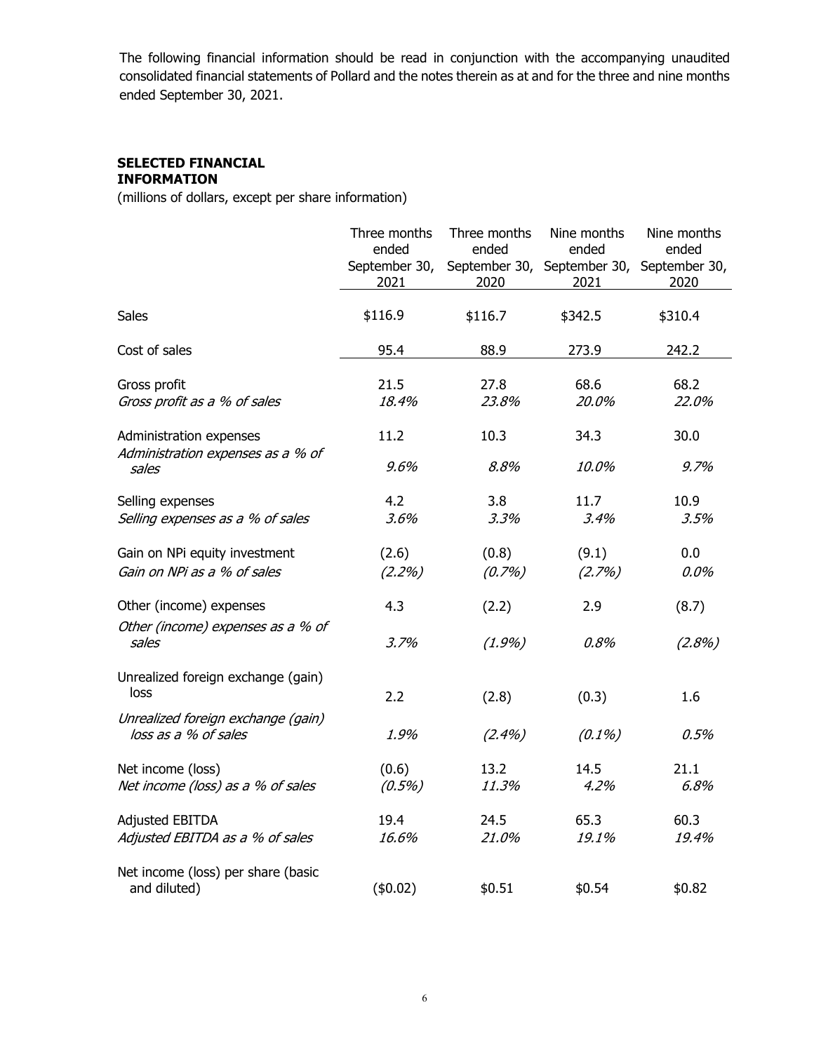The following financial information should be read in conjunction with the accompanying unaudited consolidated financial statements of Pollard and the notes therein as at and for the three and nine months ended September 30, 2021.

## SELECTED FINANCIAL INFORMATION

(millions of dollars, except per share information)

| | Three months ended September 30, 2021 | Three months ended September 30, 2020 | Nine months ended September 30, 2021 | Nine months ended September 30, 2020 |
|---|---|---|---|---|
| Sales | \$116.9 | \$116.7 | \$342.5 | \$310.4 |
| Cost of sales | 95.4 | 88.9 | 273.9 | 242.2 |
| Gross profit | 21.5 | 27.8 | 68.6 | 68.2 |
| *Gross profit as a % of sales* | *18.4%* | *23.8%* | *20.0%* | *22.0%* |
| Administration expenses | 11.2 | 10.3 | 34.3 | 30.0 |
| *Administration expenses as a % of sales* | *9.6%* | *8.8%* | *10.0%* | *9.7%* |
| Selling expenses | 4.2 | 3.8 | 11.7 | 10.9 |
| *Selling expenses as a % of sales* | *3.6%* | *3.3%* | *3.4%* | *3.5%* |
| Gain on NPi equity investment | (2.6) | (0.8) | (9.1) | 0.0 |
| *Gain on NPi as a % of sales* | *(2.2%)* | *(0.7%)* | *(2.7%)* | *0.0%* |
| Other (income) expenses | 4.3 | (2.2) | 2.9 | (8.7) |
| *Other (income) expenses as a % of sales* | *3.7%* | *(1.9%)* | *0.8%* | *(2.8%)* |
| Unrealized foreign exchange (gain) loss | 2.2 | (2.8) | (0.3) | 1.6 |
| *Unrealized foreign exchange (gain) loss as a % of sales* | *1.9%* | *(2.4%)* | *(0.1%)* | *0.5%* |
| Net income (loss) | (0.6) | 13.2 | 14.5 | 21.1 |
| *Net income (loss) as a % of sales* | *(0.5%)* | *11.3%* | *4.2%* | *6.8%* |
| Adjusted EBITDA | 19.4 | 24.5 | 65.3 | 60.3 |
| *Adjusted EBITDA as a % of sales* | *16.6%* | *21.0%* | *19.1%* | *19.4%* |
| Net income (loss) per share (basic and diluted) | (\$0.02) | \$0.51 | \$0.54 | \$0.82 |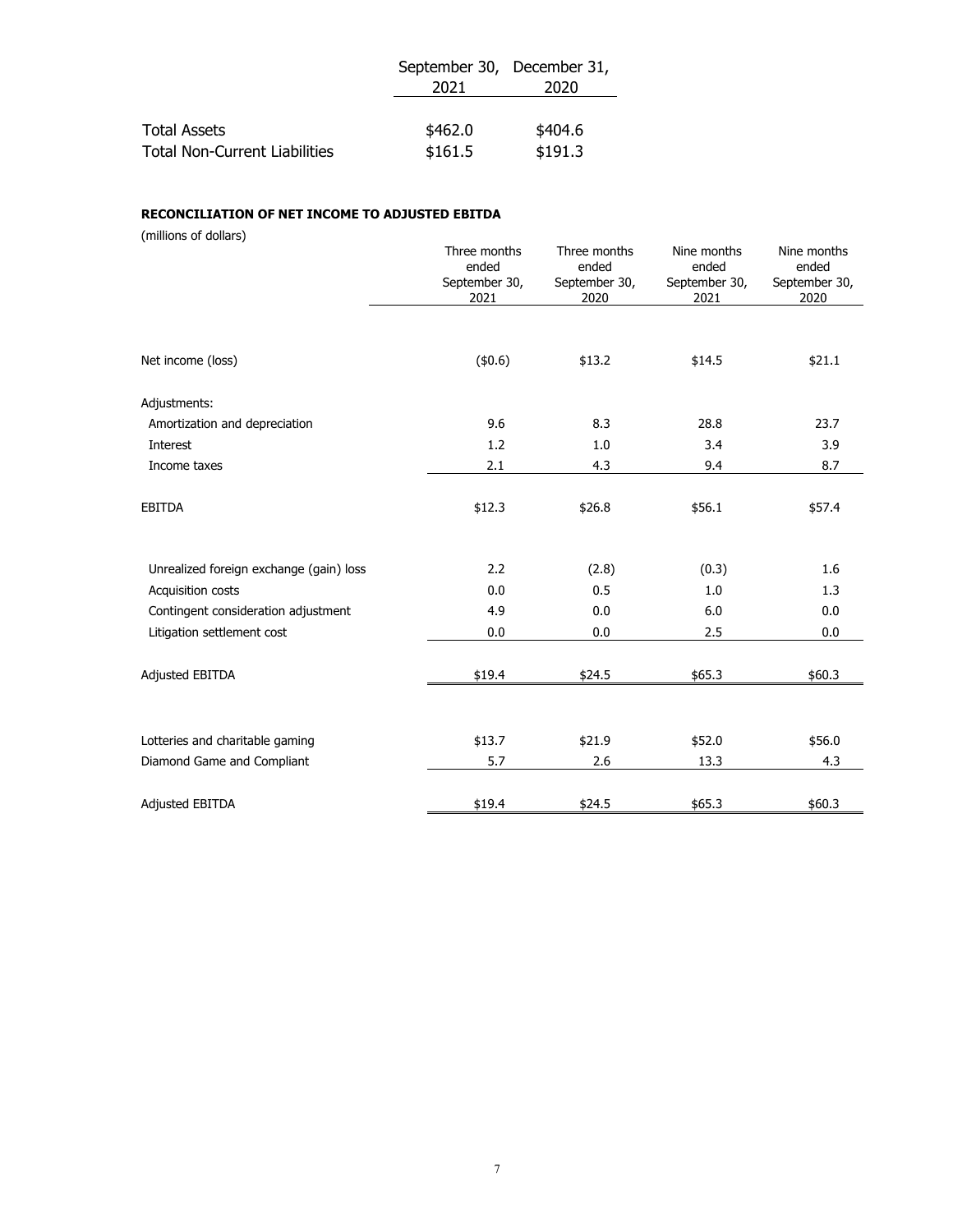| | September 30, 2021 | December 31, 2020 |
|---|---|---|
| Total Assets | $462.0 | $404.6 |
| Total Non-Current Liabilities | $161.5 | $191.3 |

**RECONCILIATION OF NET INCOME TO ADJUSTED EBITDA**

(millions of dollars)

| | Three months ended September 30, 2021 | Three months ended September 30, 2020 | Nine months ended September 30, 2021 | Nine months ended September 30, 2020 |
|---|---|---|---|---|
| Net income (loss) | ($0.6) | $13.2 | $14.5 | $21.1 |
| Adjustments: | | | | |
| Amortization and depreciation | 9.6 | 8.3 | 28.8 | 23.7 |
| Interest | 1.2 | 1.0 | 3.4 | 3.9 |
| Income taxes | 2.1 | 4.3 | 9.4 | 8.7 |
| EBITDA | $12.3 | $26.8 | $56.1 | $57.4 |
| Unrealized foreign exchange (gain) loss | 2.2 | (2.8) | (0.3) | 1.6 |
| Acquisition costs | 0.0 | 0.5 | 1.0 | 1.3 |
| Contingent consideration adjustment | 4.9 | 0.0 | 6.0 | 0.0 |
| Litigation settlement cost | 0.0 | 0.0 | 2.5 | 0.0 |
| Adjusted EBITDA | $19.4 | $24.5 | $65.3 | $60.3 |
| Lotteries and charitable gaming | $13.7 | $21.9 | $52.0 | $56.0 |
| Diamond Game and Compliant | 5.7 | 2.6 | 13.3 | 4.3 |
| Adjusted EBITDA | $19.4 | $24.5 | $65.3 | $60.3 |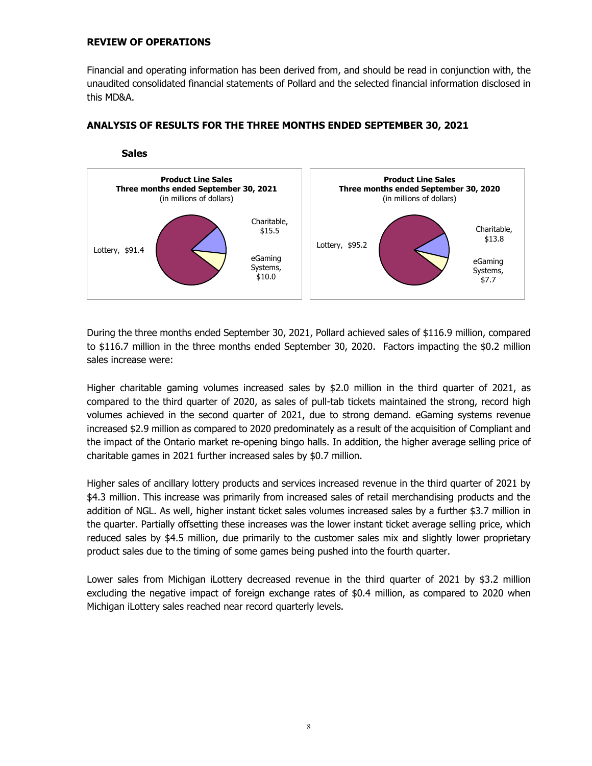## REVIEW OF OPERATIONS

Financial and operating information has been derived from, and should be read in conjunction with, the unaudited consolidated financial statements of Pollard and the selected financial information disclosed in this MD&A.

## ANALYSIS OF RESULTS FOR THE THREE MONTHS ENDED SEPTEMBER 30, 2021

### Sales

**Product Line Sales**
**Three months ended September 30, 2021**
(in millions of dollars)

Lottery, $91.4
Charitable, $15.5
eGaming Systems, $10.0

**Product Line Sales**
**Three months ended September 30, 2020**
(in millions of dollars)

Lottery, $95.2
Charitable, $13.8
eGaming Systems, $7.7

During the three months ended September 30, 2021, Pollard achieved sales of $116.9 million, compared to $116.7 million in the three months ended September 30, 2020. Factors impacting the $0.2 million sales increase were:

Higher charitable gaming volumes increased sales by $2.0 million in the third quarter of 2021, as compared to the third quarter of 2020, as sales of pull-tab tickets maintained the strong, record high volumes achieved in the second quarter of 2021, due to strong demand. eGaming systems revenue increased $2.9 million as compared to 2020 predominately as a result of the acquisition of Compliant and the impact of the Ontario market re-opening bingo halls. In addition, the higher average selling price of charitable games in 2021 further increased sales by $0.7 million.

Higher sales of ancillary lottery products and services increased revenue in the third quarter of 2021 by $4.3 million. This increase was primarily from increased sales of retail merchandising products and the addition of NGL. As well, higher instant ticket sales volumes increased sales by a further $3.7 million in the quarter. Partially offsetting these increases was the lower instant ticket average selling price, which reduced sales by $4.5 million, due primarily to the customer sales mix and slightly lower proprietary product sales due to the timing of some games being pushed into the fourth quarter.

Lower sales from Michigan iLottery decreased revenue in the third quarter of 2021 by $3.2 million excluding the negative impact of foreign exchange rates of $0.4 million, as compared to 2020 when Michigan iLottery sales reached near record quarterly levels.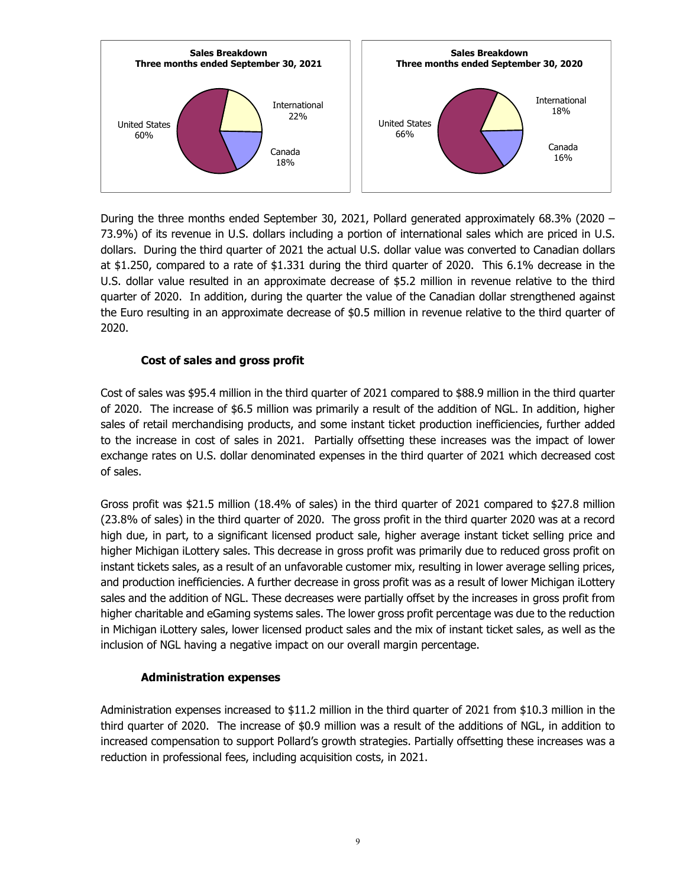**Sales Breakdown**
**Three months ended September 30, 2021**

United States 60%
International 22%
Canada 18%

**Sales Breakdown**
**Three months ended September 30, 2020**

United States 66%
International 18%
Canada 16%

During the three months ended September 30, 2021, Pollard generated approximately 68.3% (2020 – 73.9%) of its revenue in U.S. dollars including a portion of international sales which are priced in U.S. dollars. During the third quarter of 2021 the actual U.S. dollar value was converted to Canadian dollars at $1.250, compared to a rate of $1.331 during the third quarter of 2020. This 6.1% decrease in the U.S. dollar value resulted in an approximate decrease of $5.2 million in revenue relative to the third quarter of 2020. In addition, during the quarter the value of the Canadian dollar strengthened against the Euro resulting in an approximate decrease of $0.5 million in revenue relative to the third quarter of 2020.

### Cost of sales and gross profit

Cost of sales was $95.4 million in the third quarter of 2021 compared to $88.9 million in the third quarter of 2020. The increase of $6.5 million was primarily a result of the addition of NGL. In addition, higher sales of retail merchandising products, and some instant ticket production inefficiencies, further added to the increase in cost of sales in 2021. Partially offsetting these increases was the impact of lower exchange rates on U.S. dollar denominated expenses in the third quarter of 2021 which decreased cost of sales.

Gross profit was $21.5 million (18.4% of sales) in the third quarter of 2021 compared to $27.8 million (23.8% of sales) in the third quarter of 2020. The gross profit in the third quarter 2020 was at a record high due, in part, to a significant licensed product sale, higher average instant ticket selling price and higher Michigan iLottery sales. This decrease in gross profit was primarily due to reduced gross profit on instant tickets sales, as a result of an unfavorable customer mix, resulting in lower average selling prices, and production inefficiencies. A further decrease in gross profit was as a result of lower Michigan iLottery sales and the addition of NGL. These decreases were partially offset by the increases in gross profit from higher charitable and eGaming systems sales. The lower gross profit percentage was due to the reduction in Michigan iLottery sales, lower licensed product sales and the mix of instant ticket sales, as well as the inclusion of NGL having a negative impact on our overall margin percentage.

### Administration expenses

Administration expenses increased to $11.2 million in the third quarter of 2021 from $10.3 million in the third quarter of 2020. The increase of $0.9 million was a result of the additions of NGL, in addition to increased compensation to support Pollard's growth strategies. Partially offsetting these increases was a reduction in professional fees, including acquisition costs, in 2021.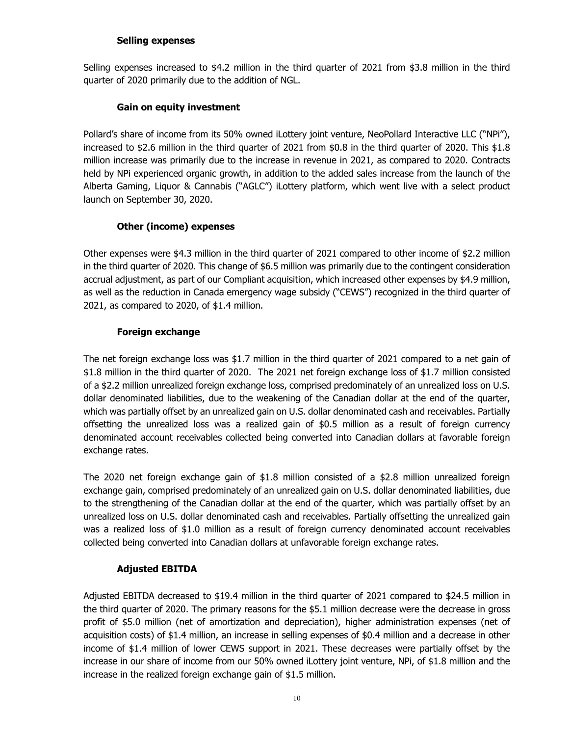### Selling expenses

Selling expenses increased to $4.2 million in the third quarter of 2021 from $3.8 million in the third quarter of 2020 primarily due to the addition of NGL.

### Gain on equity investment

Pollard's share of income from its 50% owned iLottery joint venture, NeoPollard Interactive LLC ("NPi"), increased to $2.6 million in the third quarter of 2021 from $0.8 in the third quarter of 2020. This $1.8 million increase was primarily due to the increase in revenue in 2021, as compared to 2020. Contracts held by NPi experienced organic growth, in addition to the added sales increase from the launch of the Alberta Gaming, Liquor & Cannabis ("AGLC") iLottery platform, which went live with a select product launch on September 30, 2020.

### Other (income) expenses

Other expenses were $4.3 million in the third quarter of 2021 compared to other income of $2.2 million in the third quarter of 2020. This change of $6.5 million was primarily due to the contingent consideration accrual adjustment, as part of our Compliant acquisition, which increased other expenses by $4.9 million, as well as the reduction in Canada emergency wage subsidy ("CEWS") recognized in the third quarter of 2021, as compared to 2020, of $1.4 million.

### Foreign exchange

The net foreign exchange loss was $1.7 million in the third quarter of 2021 compared to a net gain of $1.8 million in the third quarter of 2020. The 2021 net foreign exchange loss of $1.7 million consisted of a $2.2 million unrealized foreign exchange loss, comprised predominately of an unrealized loss on U.S. dollar denominated liabilities, due to the weakening of the Canadian dollar at the end of the quarter, which was partially offset by an unrealized gain on U.S. dollar denominated cash and receivables. Partially offsetting the unrealized loss was a realized gain of $0.5 million as a result of foreign currency denominated account receivables collected being converted into Canadian dollars at favorable foreign exchange rates.

The 2020 net foreign exchange gain of $1.8 million consisted of a $2.8 million unrealized foreign exchange gain, comprised predominately of an unrealized gain on U.S. dollar denominated liabilities, due to the strengthening of the Canadian dollar at the end of the quarter, which was partially offset by an unrealized loss on U.S. dollar denominated cash and receivables. Partially offsetting the unrealized gain was a realized loss of $1.0 million as a result of foreign currency denominated account receivables collected being converted into Canadian dollars at unfavorable foreign exchange rates.

### Adjusted EBITDA

Adjusted EBITDA decreased to $19.4 million in the third quarter of 2021 compared to $24.5 million in the third quarter of 2020. The primary reasons for the $5.1 million decrease were the decrease in gross profit of $5.0 million (net of amortization and depreciation), higher administration expenses (net of acquisition costs) of $1.4 million, an increase in selling expenses of $0.4 million and a decrease in other income of $1.4 million of lower CEWS support in 2021. These decreases were partially offset by the increase in our share of income from our 50% owned iLottery joint venture, NPi, of $1.8 million and the increase in the realized foreign exchange gain of $1.5 million.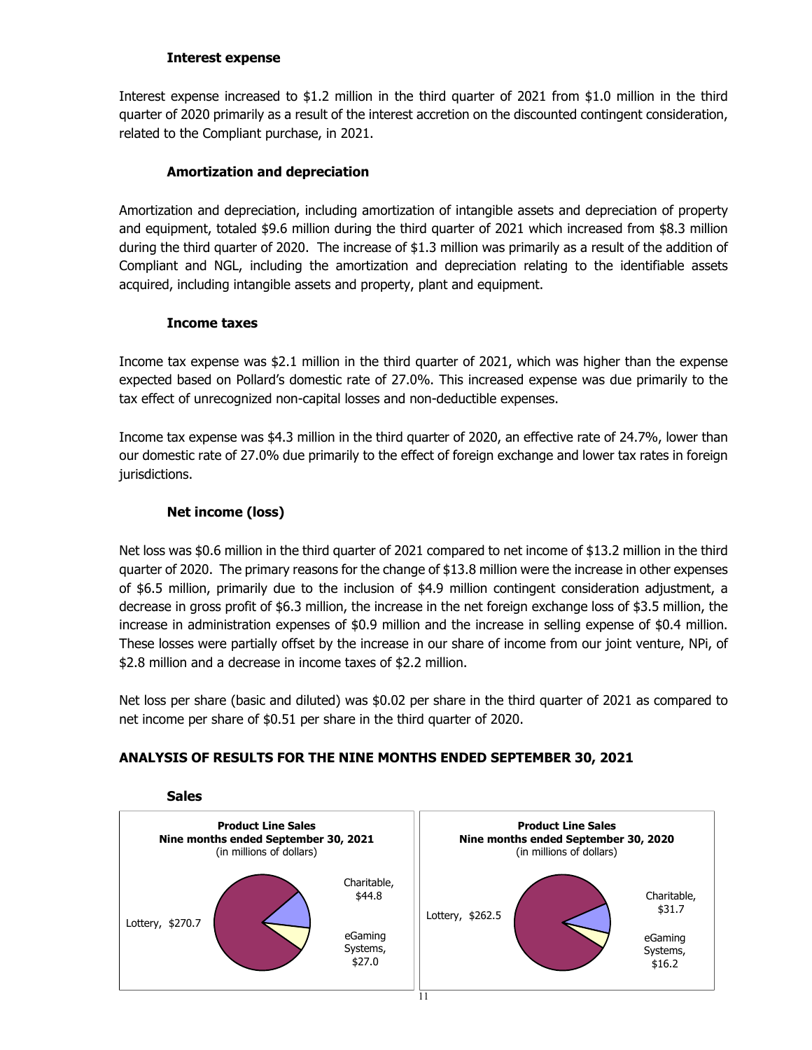### Interest expense

Interest expense increased to $1.2 million in the third quarter of 2021 from $1.0 million in the third quarter of 2020 primarily as a result of the interest accretion on the discounted contingent consideration, related to the Compliant purchase, in 2021.

### Amortization and depreciation

Amortization and depreciation, including amortization of intangible assets and depreciation of property and equipment, totaled $9.6 million during the third quarter of 2021 which increased from $8.3 million during the third quarter of 2020. The increase of $1.3 million was primarily as a result of the addition of Compliant and NGL, including the amortization and depreciation relating to the identifiable assets acquired, including intangible assets and property, plant and equipment.

### Income taxes

Income tax expense was $2.1 million in the third quarter of 2021, which was higher than the expense expected based on Pollard's domestic rate of 27.0%. This increased expense was due primarily to the tax effect of unrecognized non-capital losses and non-deductible expenses.

Income tax expense was $4.3 million in the third quarter of 2020, an effective rate of 24.7%, lower than our domestic rate of 27.0% due primarily to the effect of foreign exchange and lower tax rates in foreign jurisdictions.

### Net income (loss)

Net loss was $0.6 million in the third quarter of 2021 compared to net income of $13.2 million in the third quarter of 2020. The primary reasons for the change of $13.8 million were the increase in other expenses of $6.5 million, primarily due to the inclusion of $4.9 million contingent consideration adjustment, a decrease in gross profit of $6.3 million, the increase in the net foreign exchange loss of $3.5 million, the increase in administration expenses of $0.9 million and the increase in selling expense of $0.4 million. These losses were partially offset by the increase in our share of income from our joint venture, NPi, of $2.8 million and a decrease in income taxes of $2.2 million.

Net loss per share (basic and diluted) was $0.02 per share in the third quarter of 2021 as compared to net income per share of $0.51 per share in the third quarter of 2020.

## ANALYSIS OF RESULTS FOR THE NINE MONTHS ENDED SEPTEMBER 30, 2021

### Sales

**Product Line Sales**
**Nine months ended September 30, 2021**
(in millions of dollars)

Lottery, $270.7
Charitable, $44.8
eGaming Systems, $27.0

**Product Line Sales**
**Nine months ended September 30, 2020**
(in millions of dollars)

Lottery, $262.5
Charitable, $31.7
eGaming Systems, $16.2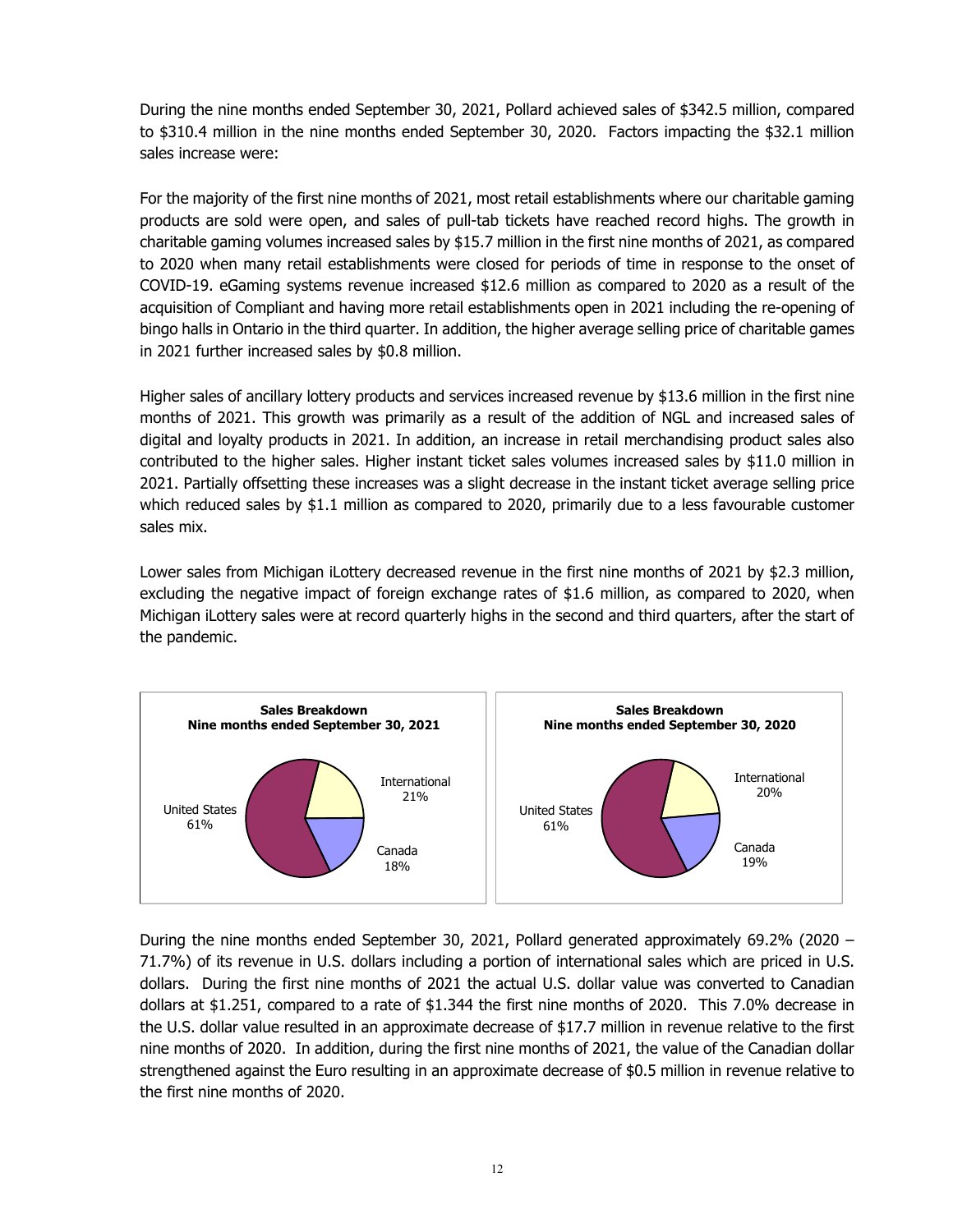During the nine months ended September 30, 2021, Pollard achieved sales of $342.5 million, compared to $310.4 million in the nine months ended September 30, 2020. Factors impacting the $32.1 million sales increase were:

For the majority of the first nine months of 2021, most retail establishments where our charitable gaming products are sold were open, and sales of pull-tab tickets have reached record highs. The growth in charitable gaming volumes increased sales by $15.7 million in the first nine months of 2021, as compared to 2020 when many retail establishments were closed for periods of time in response to the onset of COVID-19. eGaming systems revenue increased $12.6 million as compared to 2020 as a result of the acquisition of Compliant and having more retail establishments open in 2021 including the re-opening of bingo halls in Ontario in the third quarter. In addition, the higher average selling price of charitable games in 2021 further increased sales by $0.8 million.

Higher sales of ancillary lottery products and services increased revenue by $13.6 million in the first nine months of 2021. This growth was primarily as a result of the addition of NGL and increased sales of digital and loyalty products in 2021. In addition, an increase in retail merchandising product sales also contributed to the higher sales. Higher instant ticket sales volumes increased sales by $11.0 million in 2021. Partially offsetting these increases was a slight decrease in the instant ticket average selling price which reduced sales by $1.1 million as compared to 2020, primarily due to a less favourable customer sales mix.

Lower sales from Michigan iLottery decreased revenue in the first nine months of 2021 by $2.3 million, excluding the negative impact of foreign exchange rates of $1.6 million, as compared to 2020, when Michigan iLottery sales were at record quarterly highs in the second and third quarters, after the start of the pandemic.

**Sales Breakdown**
**Nine months ended September 30, 2021**

| Region | % |
|---|---|
| United States | 61% |
| International | 21% |
| Canada | 18% |

**Sales Breakdown**
**Nine months ended September 30, 2020**

| Region | % |
|---|---|
| United States | 61% |
| International | 20% |
| Canada | 19% |

During the nine months ended September 30, 2021, Pollard generated approximately 69.2% (2020 – 71.7%) of its revenue in U.S. dollars including a portion of international sales which are priced in U.S. dollars. During the first nine months of 2021 the actual U.S. dollar value was converted to Canadian dollars at $1.251, compared to a rate of $1.344 the first nine months of 2020. This 7.0% decrease in the U.S. dollar value resulted in an approximate decrease of $17.7 million in revenue relative to the first nine months of 2020. In addition, during the first nine months of 2021, the value of the Canadian dollar strengthened against the Euro resulting in an approximate decrease of $0.5 million in revenue relative to the first nine months of 2020.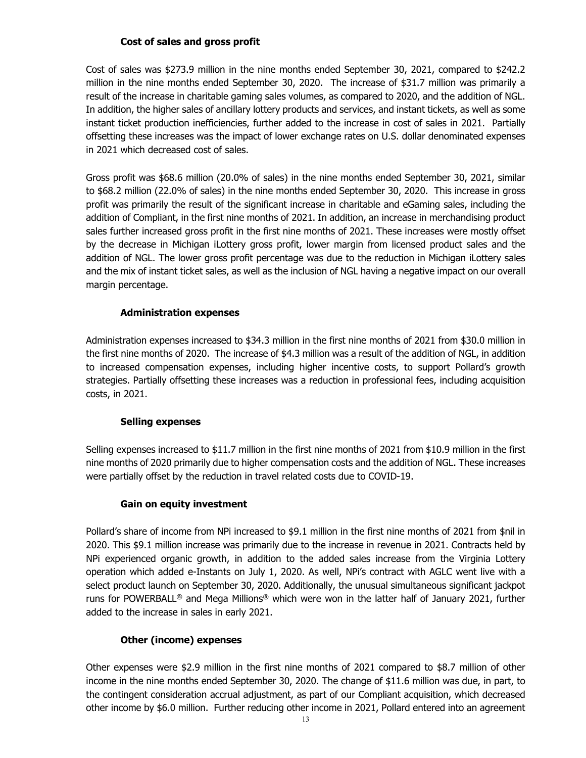### Cost of sales and gross profit

Cost of sales was $273.9 million in the nine months ended September 30, 2021, compared to $242.2 million in the nine months ended September 30, 2020. The increase of $31.7 million was primarily a result of the increase in charitable gaming sales volumes, as compared to 2020, and the addition of NGL. In addition, the higher sales of ancillary lottery products and services, and instant tickets, as well as some instant ticket production inefficiencies, further added to the increase in cost of sales in 2021. Partially offsetting these increases was the impact of lower exchange rates on U.S. dollar denominated expenses in 2021 which decreased cost of sales.

Gross profit was $68.6 million (20.0% of sales) in the nine months ended September 30, 2021, similar to $68.2 million (22.0% of sales) in the nine months ended September 30, 2020. This increase in gross profit was primarily the result of the significant increase in charitable and eGaming sales, including the addition of Compliant, in the first nine months of 2021. In addition, an increase in merchandising product sales further increased gross profit in the first nine months of 2021. These increases were mostly offset by the decrease in Michigan iLottery gross profit, lower margin from licensed product sales and the addition of NGL. The lower gross profit percentage was due to the reduction in Michigan iLottery sales and the mix of instant ticket sales, as well as the inclusion of NGL having a negative impact on our overall margin percentage.

### Administration expenses

Administration expenses increased to $34.3 million in the first nine months of 2021 from $30.0 million in the first nine months of 2020. The increase of $4.3 million was a result of the addition of NGL, in addition to increased compensation expenses, including higher incentive costs, to support Pollard's growth strategies. Partially offsetting these increases was a reduction in professional fees, including acquisition costs, in 2021.

### Selling expenses

Selling expenses increased to $11.7 million in the first nine months of 2021 from $10.9 million in the first nine months of 2020 primarily due to higher compensation costs and the addition of NGL. These increases were partially offset by the reduction in travel related costs due to COVID-19.

### Gain on equity investment

Pollard's share of income from NPi increased to $9.1 million in the first nine months of 2021 from $nil in 2020. This $9.1 million increase was primarily due to the increase in revenue in 2021. Contracts held by NPi experienced organic growth, in addition to the added sales increase from the Virginia Lottery operation which added e-Instants on July 1, 2020. As well, NPi's contract with AGLC went live with a select product launch on September 30, 2020. Additionally, the unusual simultaneous significant jackpot runs for POWERBALL® and Mega Millions® which were won in the latter half of January 2021, further added to the increase in sales in early 2021.

### Other (income) expenses

Other expenses were $2.9 million in the first nine months of 2021 compared to $8.7 million of other income in the nine months ended September 30, 2020. The change of $11.6 million was due, in part, to the contingent consideration accrual adjustment, as part of our Compliant acquisition, which decreased other income by $6.0 million. Further reducing other income in 2021, Pollard entered into an agreement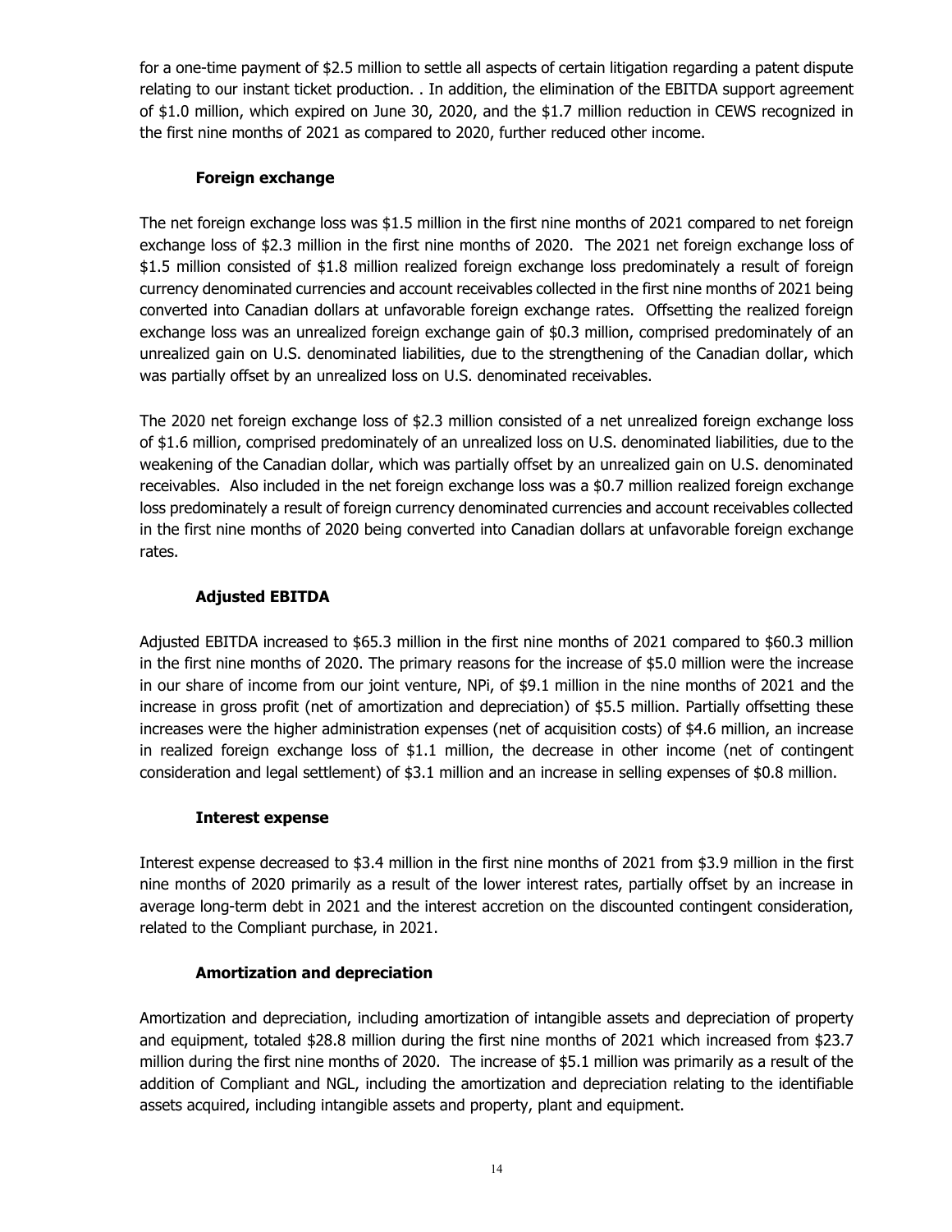for a one-time payment of $2.5 million to settle all aspects of certain litigation regarding a patent dispute relating to our instant ticket production. . In addition, the elimination of the EBITDA support agreement of $1.0 million, which expired on June 30, 2020, and the $1.7 million reduction in CEWS recognized in the first nine months of 2021 as compared to 2020, further reduced other income.

### Foreign exchange

The net foreign exchange loss was $1.5 million in the first nine months of 2021 compared to net foreign exchange loss of $2.3 million in the first nine months of 2020. The 2021 net foreign exchange loss of $1.5 million consisted of $1.8 million realized foreign exchange loss predominately a result of foreign currency denominated currencies and account receivables collected in the first nine months of 2021 being converted into Canadian dollars at unfavorable foreign exchange rates. Offsetting the realized foreign exchange loss was an unrealized foreign exchange gain of $0.3 million, comprised predominately of an unrealized gain on U.S. denominated liabilities, due to the strengthening of the Canadian dollar, which was partially offset by an unrealized loss on U.S. denominated receivables.

The 2020 net foreign exchange loss of $2.3 million consisted of a net unrealized foreign exchange loss of $1.6 million, comprised predominately of an unrealized loss on U.S. denominated liabilities, due to the weakening of the Canadian dollar, which was partially offset by an unrealized gain on U.S. denominated receivables. Also included in the net foreign exchange loss was a $0.7 million realized foreign exchange loss predominately a result of foreign currency denominated currencies and account receivables collected in the first nine months of 2020 being converted into Canadian dollars at unfavorable foreign exchange rates.

### Adjusted EBITDA

Adjusted EBITDA increased to $65.3 million in the first nine months of 2021 compared to $60.3 million in the first nine months of 2020. The primary reasons for the increase of $5.0 million were the increase in our share of income from our joint venture, NPi, of $9.1 million in the nine months of 2021 and the increase in gross profit (net of amortization and depreciation) of $5.5 million. Partially offsetting these increases were the higher administration expenses (net of acquisition costs) of $4.6 million, an increase in realized foreign exchange loss of $1.1 million, the decrease in other income (net of contingent consideration and legal settlement) of $3.1 million and an increase in selling expenses of $0.8 million.

### Interest expense

Interest expense decreased to $3.4 million in the first nine months of 2021 from $3.9 million in the first nine months of 2020 primarily as a result of the lower interest rates, partially offset by an increase in average long-term debt in 2021 and the interest accretion on the discounted contingent consideration, related to the Compliant purchase, in 2021.

### Amortization and depreciation

Amortization and depreciation, including amortization of intangible assets and depreciation of property and equipment, totaled $28.8 million during the first nine months of 2021 which increased from $23.7 million during the first nine months of 2020. The increase of $5.1 million was primarily as a result of the addition of Compliant and NGL, including the amortization and depreciation relating to the identifiable assets acquired, including intangible assets and property, plant and equipment.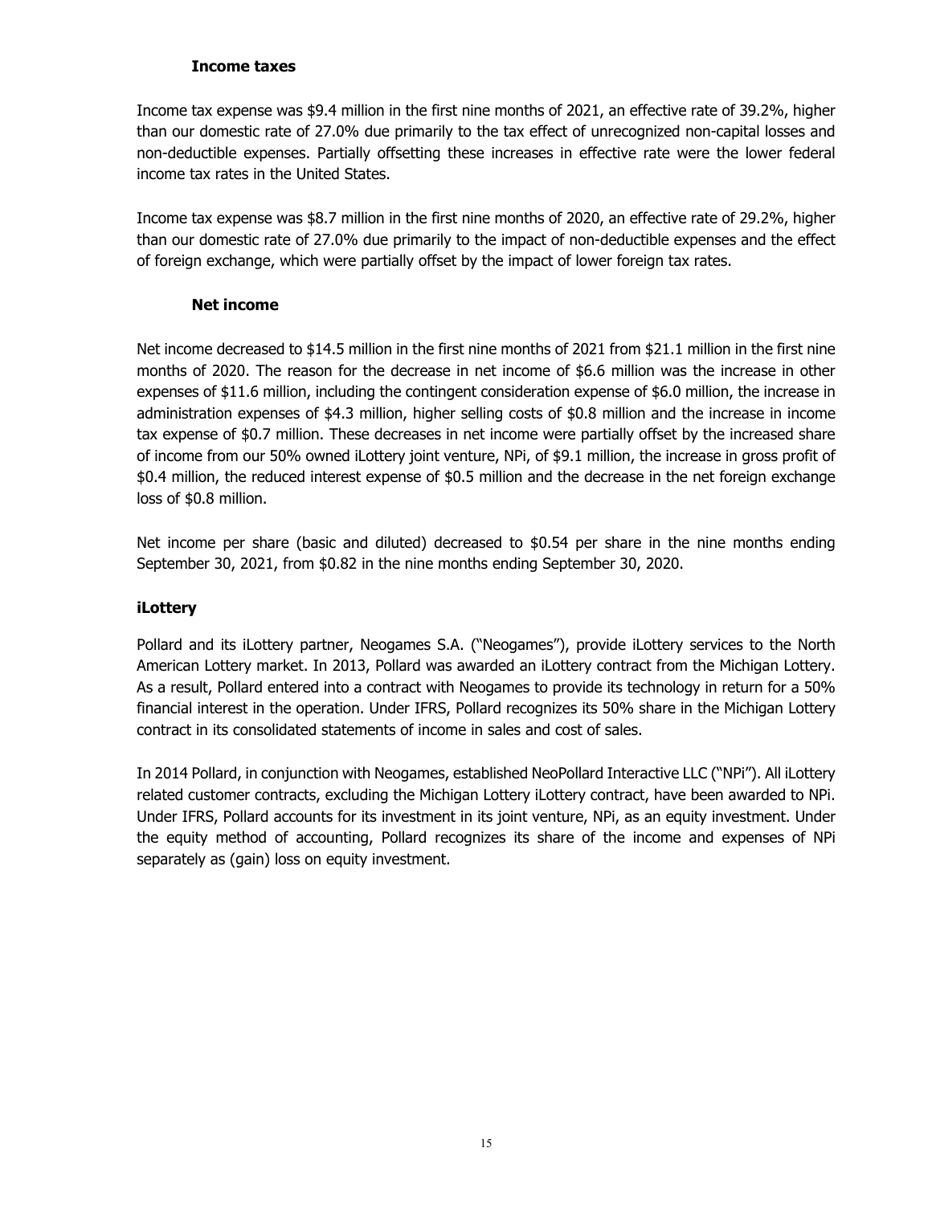### Income taxes

Income tax expense was $9.4 million in the first nine months of 2021, an effective rate of 39.2%, higher than our domestic rate of 27.0% due primarily to the tax effect of unrecognized non-capital losses and non-deductible expenses. Partially offsetting these increases in effective rate were the lower federal income tax rates in the United States.

Income tax expense was $8.7 million in the first nine months of 2020, an effective rate of 29.2%, higher than our domestic rate of 27.0% due primarily to the impact of non-deductible expenses and the effect of foreign exchange, which were partially offset by the impact of lower foreign tax rates.

### Net income

Net income decreased to $14.5 million in the first nine months of 2021 from $21.1 million in the first nine months of 2020. The reason for the decrease in net income of $6.6 million was the increase in other expenses of $11.6 million, including the contingent consideration expense of $6.0 million, the increase in administration expenses of $4.3 million, higher selling costs of $0.8 million and the increase in income tax expense of $0.7 million. These decreases in net income were partially offset by the increased share of income from our 50% owned iLottery joint venture, NPi, of $9.1 million, the increase in gross profit of $0.4 million, the reduced interest expense of $0.5 million and the decrease in the net foreign exchange loss of $0.8 million.

Net income per share (basic and diluted) decreased to $0.54 per share in the nine months ending September 30, 2021, from $0.82 in the nine months ending September 30, 2020.

## iLottery

Pollard and its iLottery partner, Neogames S.A. ("Neogames"), provide iLottery services to the North American Lottery market. In 2013, Pollard was awarded an iLottery contract from the Michigan Lottery. As a result, Pollard entered into a contract with Neogames to provide its technology in return for a 50% financial interest in the operation. Under IFRS, Pollard recognizes its 50% share in the Michigan Lottery contract in its consolidated statements of income in sales and cost of sales.

In 2014 Pollard, in conjunction with Neogames, established NeoPollard Interactive LLC ("NPi"). All iLottery related customer contracts, excluding the Michigan Lottery iLottery contract, have been awarded to NPi. Under IFRS, Pollard accounts for its investment in its joint venture, NPi, as an equity investment. Under the equity method of accounting, Pollard recognizes its share of the income and expenses of NPi separately as (gain) loss on equity investment.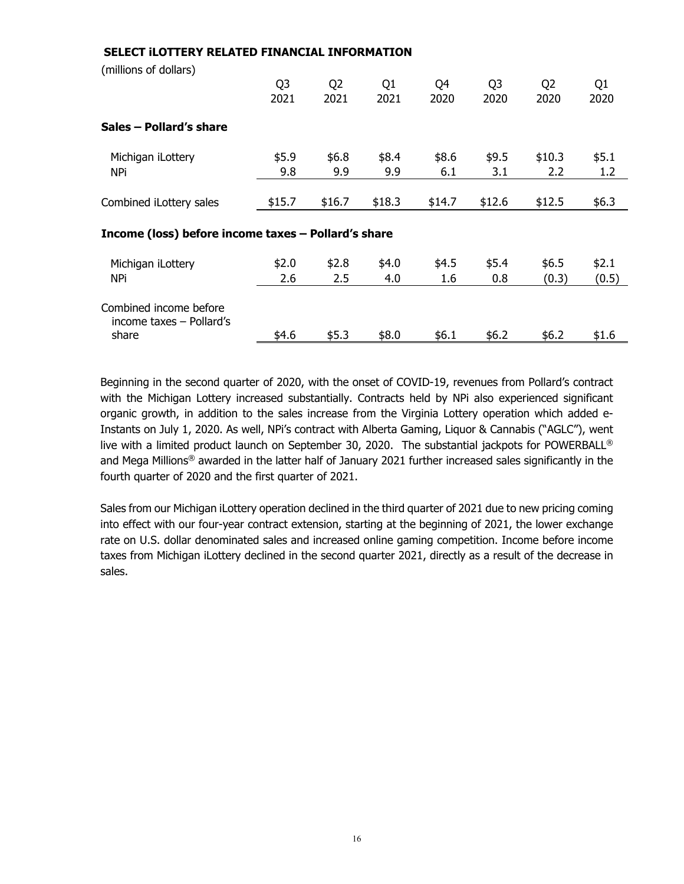## SELECT iLOTTERY RELATED FINANCIAL INFORMATION

(millions of dollars)

| | Q3 2021 | Q2 2021 | Q1 2021 | Q4 2020 | Q3 2020 | Q2 2020 | Q1 2020 |
|---|---|---|---|---|---|---|---|
| **Sales – Pollard's share** | | | | | | | |
| Michigan iLottery | $5.9 | $6.8 | $8.4 | $8.6 | $9.5 | $10.3 | $5.1 |
| NPi | 9.8 | 9.9 | 9.9 | 6.1 | 3.1 | 2.2 | 1.2 |
| Combined iLottery sales | $15.7 | $16.7 | $18.3 | $14.7 | $12.6 | $12.5 | $6.3 |
| **Income (loss) before income taxes – Pollard's share** | | | | | | | |
| Michigan iLottery | $2.0 | $2.8 | $4.0 | $4.5 | $5.4 | $6.5 | $2.1 |
| NPi | 2.6 | 2.5 | 4.0 | 1.6 | 0.8 | (0.3) | (0.5) |
| Combined income before income taxes – Pollard's share | $4.6 | $5.3 | $8.0 | $6.1 | $6.2 | $6.2 | $1.6 |

Beginning in the second quarter of 2020, with the onset of COVID-19, revenues from Pollard's contract with the Michigan Lottery increased substantially. Contracts held by NPi also experienced significant organic growth, in addition to the sales increase from the Virginia Lottery operation which added e-Instants on July 1, 2020. As well, NPi's contract with Alberta Gaming, Liquor & Cannabis ("AGLC"), went live with a limited product launch on September 30, 2020. The substantial jackpots for POWERBALL® and Mega Millions® awarded in the latter half of January 2021 further increased sales significantly in the fourth quarter of 2020 and the first quarter of 2021.

Sales from our Michigan iLottery operation declined in the third quarter of 2021 due to new pricing coming into effect with our four-year contract extension, starting at the beginning of 2021, the lower exchange rate on U.S. dollar denominated sales and increased online gaming competition. Income before income taxes from Michigan iLottery declined in the second quarter 2021, directly as a result of the decrease in sales.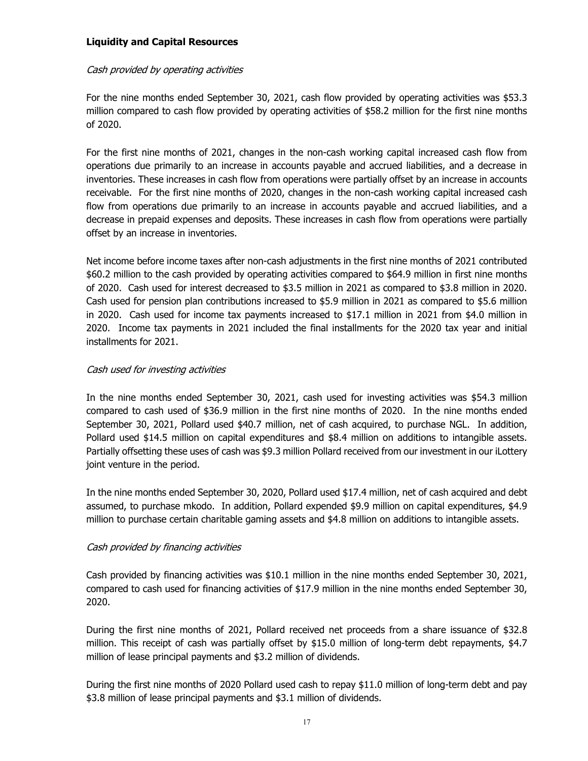## Liquidity and Capital Resources

*Cash provided by operating activities*

For the nine months ended September 30, 2021, cash flow provided by operating activities was $53.3 million compared to cash flow provided by operating activities of $58.2 million for the first nine months of 2020.

For the first nine months of 2021, changes in the non-cash working capital increased cash flow from operations due primarily to an increase in accounts payable and accrued liabilities, and a decrease in inventories. These increases in cash flow from operations were partially offset by an increase in accounts receivable. For the first nine months of 2020, changes in the non-cash working capital increased cash flow from operations due primarily to an increase in accounts payable and accrued liabilities, and a decrease in prepaid expenses and deposits. These increases in cash flow from operations were partially offset by an increase in inventories.

Net income before income taxes after non-cash adjustments in the first nine months of 2021 contributed $60.2 million to the cash provided by operating activities compared to $64.9 million in first nine months of 2020. Cash used for interest decreased to $3.5 million in 2021 as compared to $3.8 million in 2020. Cash used for pension plan contributions increased to $5.9 million in 2021 as compared to $5.6 million in 2020. Cash used for income tax payments increased to $17.1 million in 2021 from $4.0 million in 2020. Income tax payments in 2021 included the final installments for the 2020 tax year and initial installments for 2021.

*Cash used for investing activities*

In the nine months ended September 30, 2021, cash used for investing activities was $54.3 million compared to cash used of $36.9 million in the first nine months of 2020. In the nine months ended September 30, 2021, Pollard used $40.7 million, net of cash acquired, to purchase NGL. In addition, Pollard used $14.5 million on capital expenditures and $8.4 million on additions to intangible assets. Partially offsetting these uses of cash was $9.3 million Pollard received from our investment in our iLottery joint venture in the period.

In the nine months ended September 30, 2020, Pollard used $17.4 million, net of cash acquired and debt assumed, to purchase mkodo. In addition, Pollard expended $9.9 million on capital expenditures, $4.9 million to purchase certain charitable gaming assets and $4.8 million on additions to intangible assets.

*Cash provided by financing activities*

Cash provided by financing activities was $10.1 million in the nine months ended September 30, 2021, compared to cash used for financing activities of $17.9 million in the nine months ended September 30, 2020.

During the first nine months of 2021, Pollard received net proceeds from a share issuance of $32.8 million. This receipt of cash was partially offset by $15.0 million of long-term debt repayments, $4.7 million of lease principal payments and $3.2 million of dividends.

During the first nine months of 2020 Pollard used cash to repay $11.0 million of long-term debt and pay $3.8 million of lease principal payments and $3.1 million of dividends.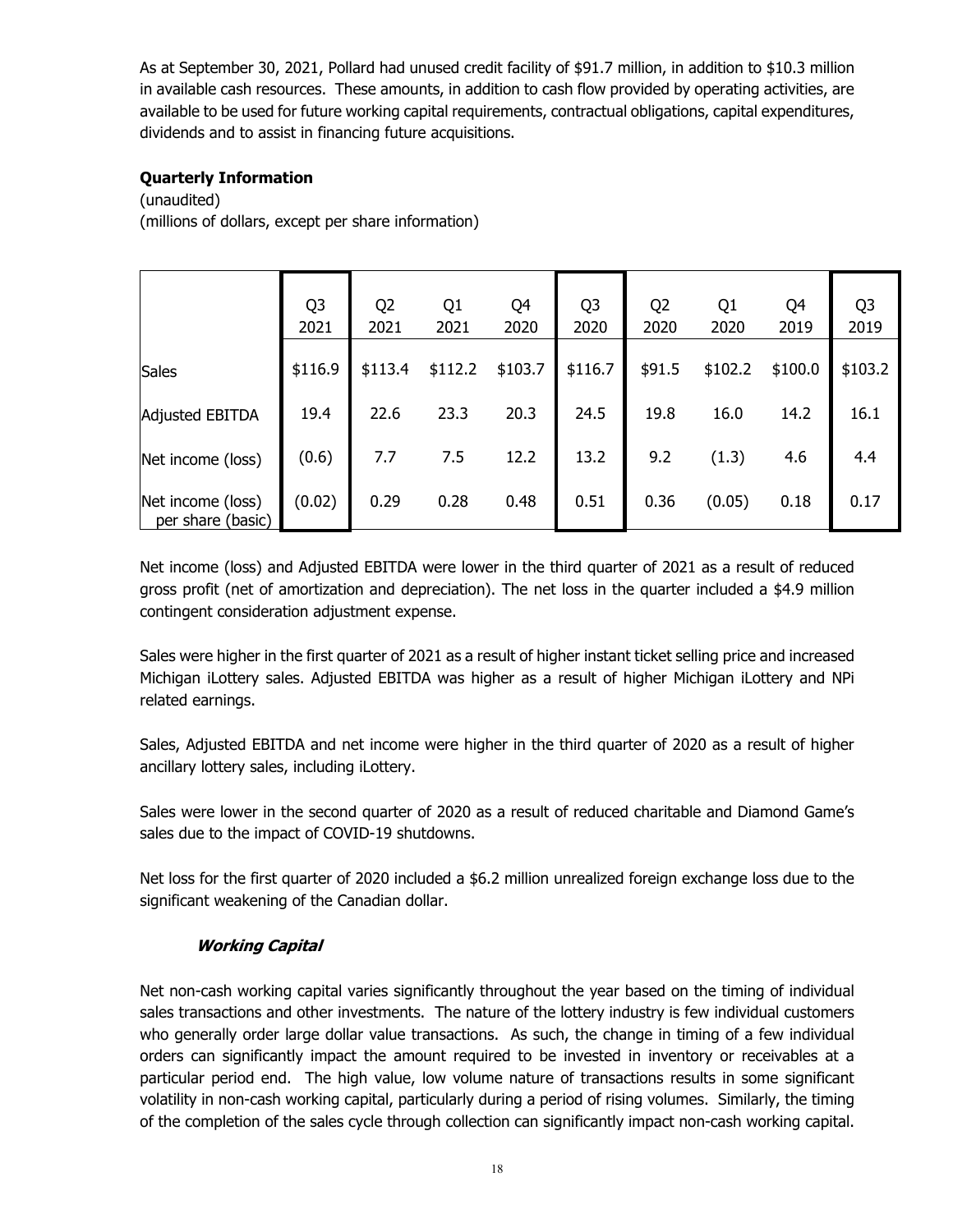As at September 30, 2021, Pollard had unused credit facility of $91.7 million, in addition to $10.3 million in available cash resources. These amounts, in addition to cash flow provided by operating activities, are available to be used for future working capital requirements, contractual obligations, capital expenditures, dividends and to assist in financing future acquisitions.

**Quarterly Information**

(unaudited)

(millions of dollars, except per share information)

| | Q3 2021 | Q2 2021 | Q1 2021 | Q4 2020 | Q3 2020 | Q2 2020 | Q1 2020 | Q4 2019 | Q3 2019 |
|---|---|---|---|---|---|---|---|---|---|
| Sales | $116.9 | $113.4 | $112.2 | $103.7 | $116.7 | $91.5 | $102.2 | $100.0 | $103.2 |
| Adjusted EBITDA | 19.4 | 22.6 | 23.3 | 20.3 | 24.5 | 19.8 | 16.0 | 14.2 | 16.1 |
| Net income (loss) | (0.6) | 7.7 | 7.5 | 12.2 | 13.2 | 9.2 | (1.3) | 4.6 | 4.4 |
| Net income (loss) per share (basic) | (0.02) | 0.29 | 0.28 | 0.48 | 0.51 | 0.36 | (0.05) | 0.18 | 0.17 |

Net income (loss) and Adjusted EBITDA were lower in the third quarter of 2021 as a result of reduced gross profit (net of amortization and depreciation). The net loss in the quarter included a $4.9 million contingent consideration adjustment expense.

Sales were higher in the first quarter of 2021 as a result of higher instant ticket selling price and increased Michigan iLottery sales. Adjusted EBITDA was higher as a result of higher Michigan iLottery and NPi related earnings.

Sales, Adjusted EBITDA and net income were higher in the third quarter of 2020 as a result of higher ancillary lottery sales, including iLottery.

Sales were lower in the second quarter of 2020 as a result of reduced charitable and Diamond Game's sales due to the impact of COVID-19 shutdowns.

Net loss for the first quarter of 2020 included a $6.2 million unrealized foreign exchange loss due to the significant weakening of the Canadian dollar.

***Working Capital***

Net non-cash working capital varies significantly throughout the year based on the timing of individual sales transactions and other investments. The nature of the lottery industry is few individual customers who generally order large dollar value transactions. As such, the change in timing of a few individual orders can significantly impact the amount required to be invested in inventory or receivables at a particular period end. The high value, low volume nature of transactions results in some significant volatility in non-cash working capital, particularly during a period of rising volumes. Similarly, the timing of the completion of the sales cycle through collection can significantly impact non-cash working capital.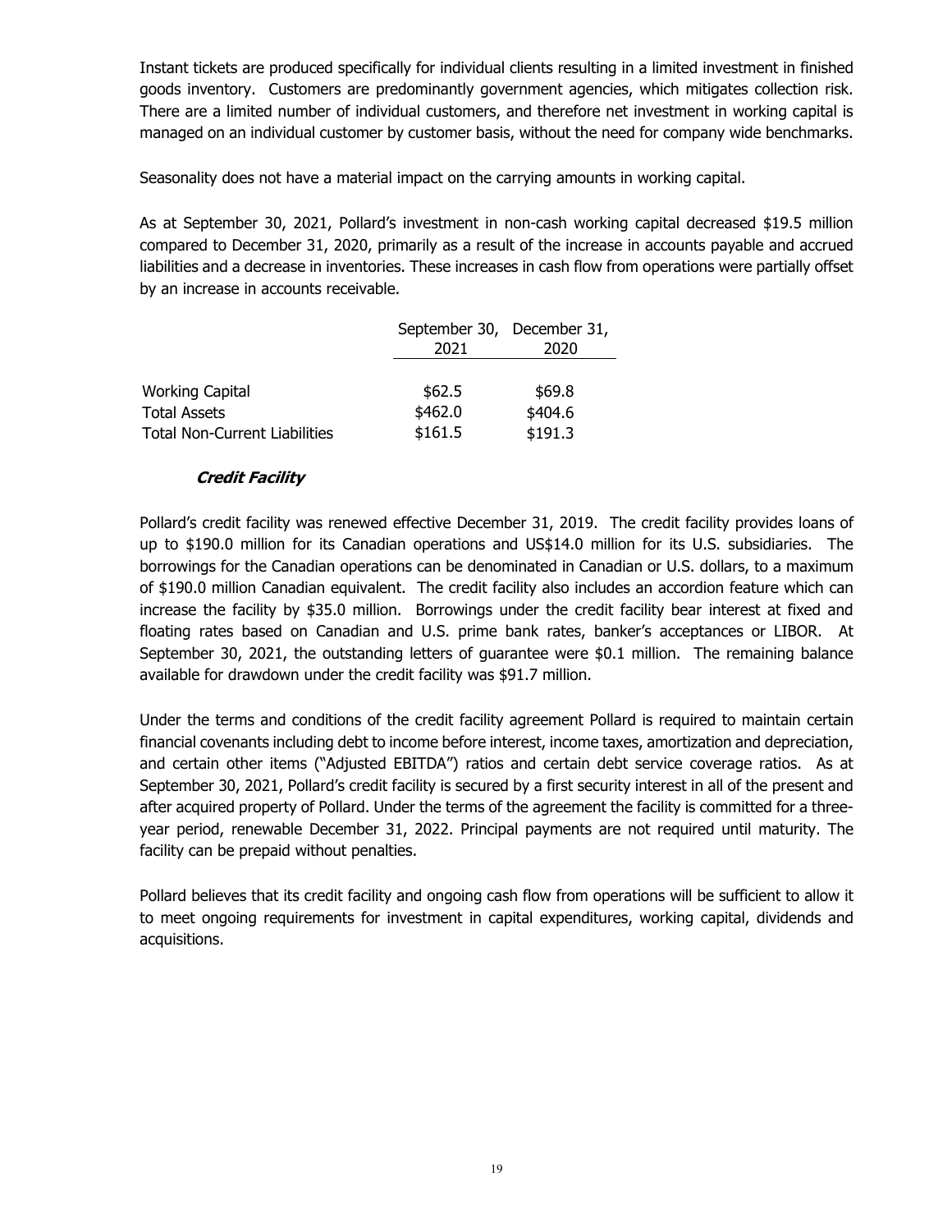Instant tickets are produced specifically for individual clients resulting in a limited investment in finished goods inventory. Customers are predominantly government agencies, which mitigates collection risk. There are a limited number of individual customers, and therefore net investment in working capital is managed on an individual customer by customer basis, without the need for company wide benchmarks.

Seasonality does not have a material impact on the carrying amounts in working capital.

As at September 30, 2021, Pollard's investment in non-cash working capital decreased $19.5 million compared to December 31, 2020, primarily as a result of the increase in accounts payable and accrued liabilities and a decrease in inventories. These increases in cash flow from operations were partially offset by an increase in accounts receivable.

| | September 30, 2021 | December 31, 2020 |
|---|---|---|
| Working Capital | $62.5 | $69.8 |
| Total Assets | $462.0 | $404.6 |
| Total Non-Current Liabilities | $161.5 | $191.3 |

### *Credit Facility*

Pollard's credit facility was renewed effective December 31, 2019. The credit facility provides loans of up to $190.0 million for its Canadian operations and US$14.0 million for its U.S. subsidiaries. The borrowings for the Canadian operations can be denominated in Canadian or U.S. dollars, to a maximum of $190.0 million Canadian equivalent. The credit facility also includes an accordion feature which can increase the facility by $35.0 million. Borrowings under the credit facility bear interest at fixed and floating rates based on Canadian and U.S. prime bank rates, banker's acceptances or LIBOR. At September 30, 2021, the outstanding letters of guarantee were $0.1 million. The remaining balance available for drawdown under the credit facility was $91.7 million.

Under the terms and conditions of the credit facility agreement Pollard is required to maintain certain financial covenants including debt to income before interest, income taxes, amortization and depreciation, and certain other items ("Adjusted EBITDA") ratios and certain debt service coverage ratios. As at September 30, 2021, Pollard's credit facility is secured by a first security interest in all of the present and after acquired property of Pollard. Under the terms of the agreement the facility is committed for a three-year period, renewable December 31, 2022. Principal payments are not required until maturity. The facility can be prepaid without penalties.

Pollard believes that its credit facility and ongoing cash flow from operations will be sufficient to allow it to meet ongoing requirements for investment in capital expenditures, working capital, dividends and acquisitions.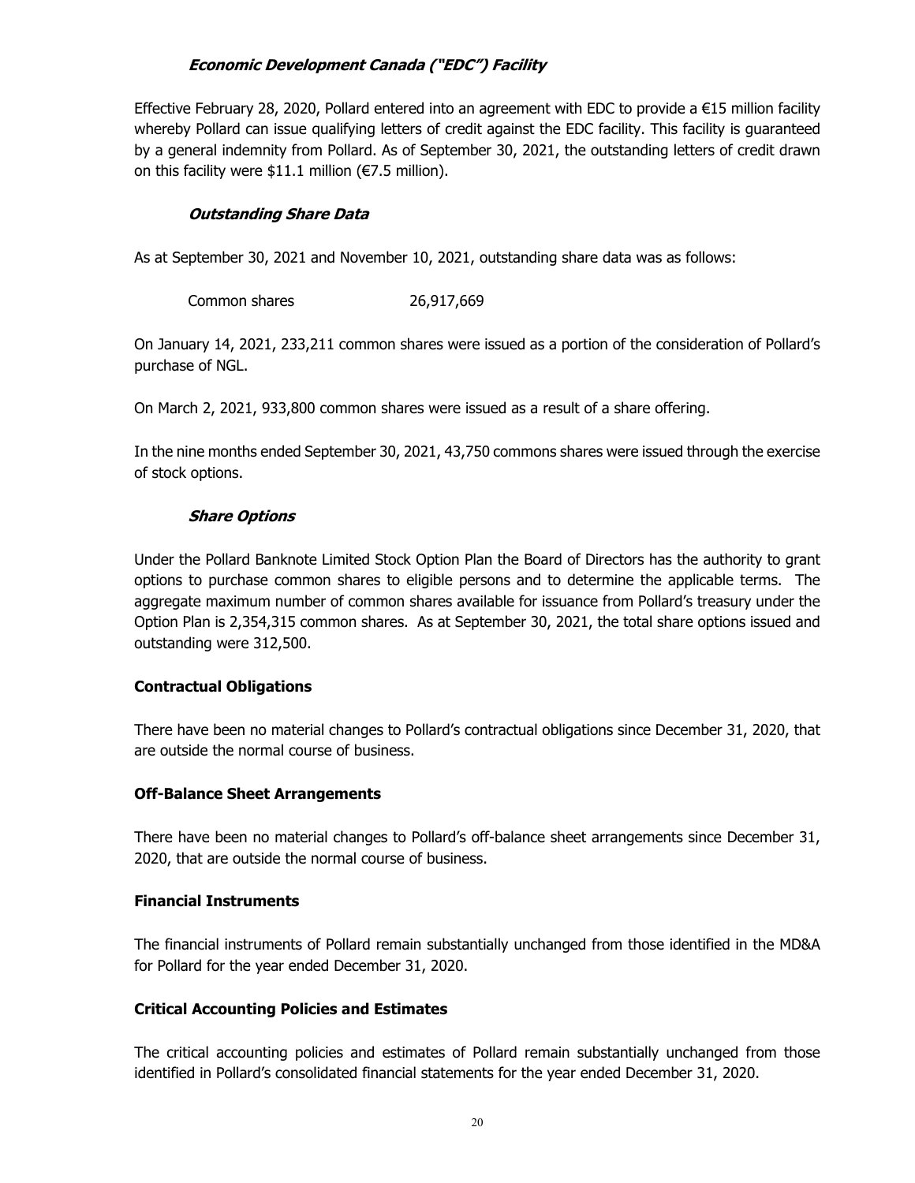### *Economic Development Canada ("EDC") Facility*

Effective February 28, 2020, Pollard entered into an agreement with EDC to provide a €15 million facility whereby Pollard can issue qualifying letters of credit against the EDC facility. This facility is guaranteed by a general indemnity from Pollard. As of September 30, 2021, the outstanding letters of credit drawn on this facility were $11.1 million (€7.5 million).

### *Outstanding Share Data*

As at September 30, 2021 and November 10, 2021, outstanding share data was as follows:

| | |
|---|---|
| Common shares | 26,917,669 |

On January 14, 2021, 233,211 common shares were issued as a portion of the consideration of Pollard's purchase of NGL.

On March 2, 2021, 933,800 common shares were issued as a result of a share offering.

In the nine months ended September 30, 2021, 43,750 commons shares were issued through the exercise of stock options.

### *Share Options*

Under the Pollard Banknote Limited Stock Option Plan the Board of Directors has the authority to grant options to purchase common shares to eligible persons and to determine the applicable terms. The aggregate maximum number of common shares available for issuance from Pollard's treasury under the Option Plan is 2,354,315 common shares. As at September 30, 2021, the total share options issued and outstanding were 312,500.

## Contractual Obligations

There have been no material changes to Pollard's contractual obligations since December 31, 2020, that are outside the normal course of business.

## Off-Balance Sheet Arrangements

There have been no material changes to Pollard's off-balance sheet arrangements since December 31, 2020, that are outside the normal course of business.

## Financial Instruments

The financial instruments of Pollard remain substantially unchanged from those identified in the MD&A for Pollard for the year ended December 31, 2020.

## Critical Accounting Policies and Estimates

The critical accounting policies and estimates of Pollard remain substantially unchanged from those identified in Pollard's consolidated financial statements for the year ended December 31, 2020.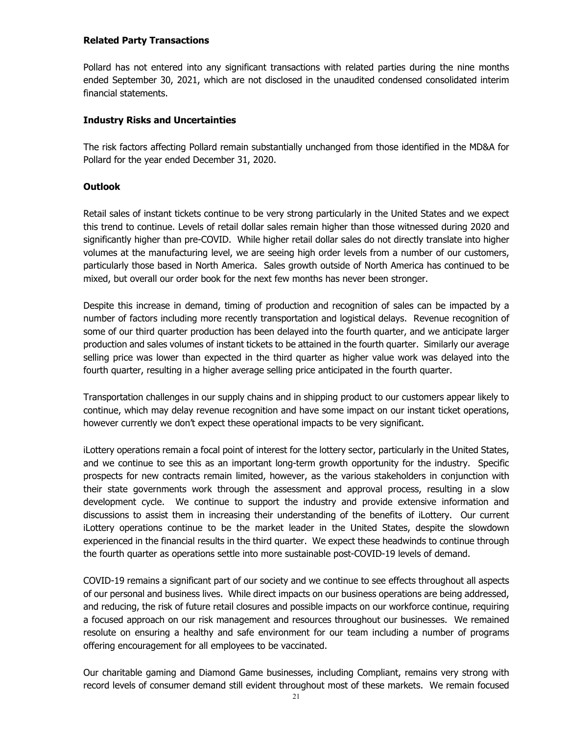### Related Party Transactions

Pollard has not entered into any significant transactions with related parties during the nine months ended September 30, 2021, which are not disclosed in the unaudited condensed consolidated interim financial statements.

### Industry Risks and Uncertainties

The risk factors affecting Pollard remain substantially unchanged from those identified in the MD&A for Pollard for the year ended December 31, 2020.

### Outlook

Retail sales of instant tickets continue to be very strong particularly in the United States and we expect this trend to continue. Levels of retail dollar sales remain higher than those witnessed during 2020 and significantly higher than pre-COVID. While higher retail dollar sales do not directly translate into higher volumes at the manufacturing level, we are seeing high order levels from a number of our customers, particularly those based in North America. Sales growth outside of North America has continued to be mixed, but overall our order book for the next few months has never been stronger.

Despite this increase in demand, timing of production and recognition of sales can be impacted by a number of factors including more recently transportation and logistical delays. Revenue recognition of some of our third quarter production has been delayed into the fourth quarter, and we anticipate larger production and sales volumes of instant tickets to be attained in the fourth quarter. Similarly our average selling price was lower than expected in the third quarter as higher value work was delayed into the fourth quarter, resulting in a higher average selling price anticipated in the fourth quarter.

Transportation challenges in our supply chains and in shipping product to our customers appear likely to continue, which may delay revenue recognition and have some impact on our instant ticket operations, however currently we don't expect these operational impacts to be very significant.

iLottery operations remain a focal point of interest for the lottery sector, particularly in the United States, and we continue to see this as an important long-term growth opportunity for the industry. Specific prospects for new contracts remain limited, however, as the various stakeholders in conjunction with their state governments work through the assessment and approval process, resulting in a slow development cycle. We continue to support the industry and provide extensive information and discussions to assist them in increasing their understanding of the benefits of iLottery. Our current iLottery operations continue to be the market leader in the United States, despite the slowdown experienced in the financial results in the third quarter. We expect these headwinds to continue through the fourth quarter as operations settle into more sustainable post-COVID-19 levels of demand.

COVID-19 remains a significant part of our society and we continue to see effects throughout all aspects of our personal and business lives. While direct impacts on our business operations are being addressed, and reducing, the risk of future retail closures and possible impacts on our workforce continue, requiring a focused approach on our risk management and resources throughout our businesses. We remained resolute on ensuring a healthy and safe environment for our team including a number of programs offering encouragement for all employees to be vaccinated.

Our charitable gaming and Diamond Game businesses, including Compliant, remains very strong with record levels of consumer demand still evident throughout most of these markets. We remain focused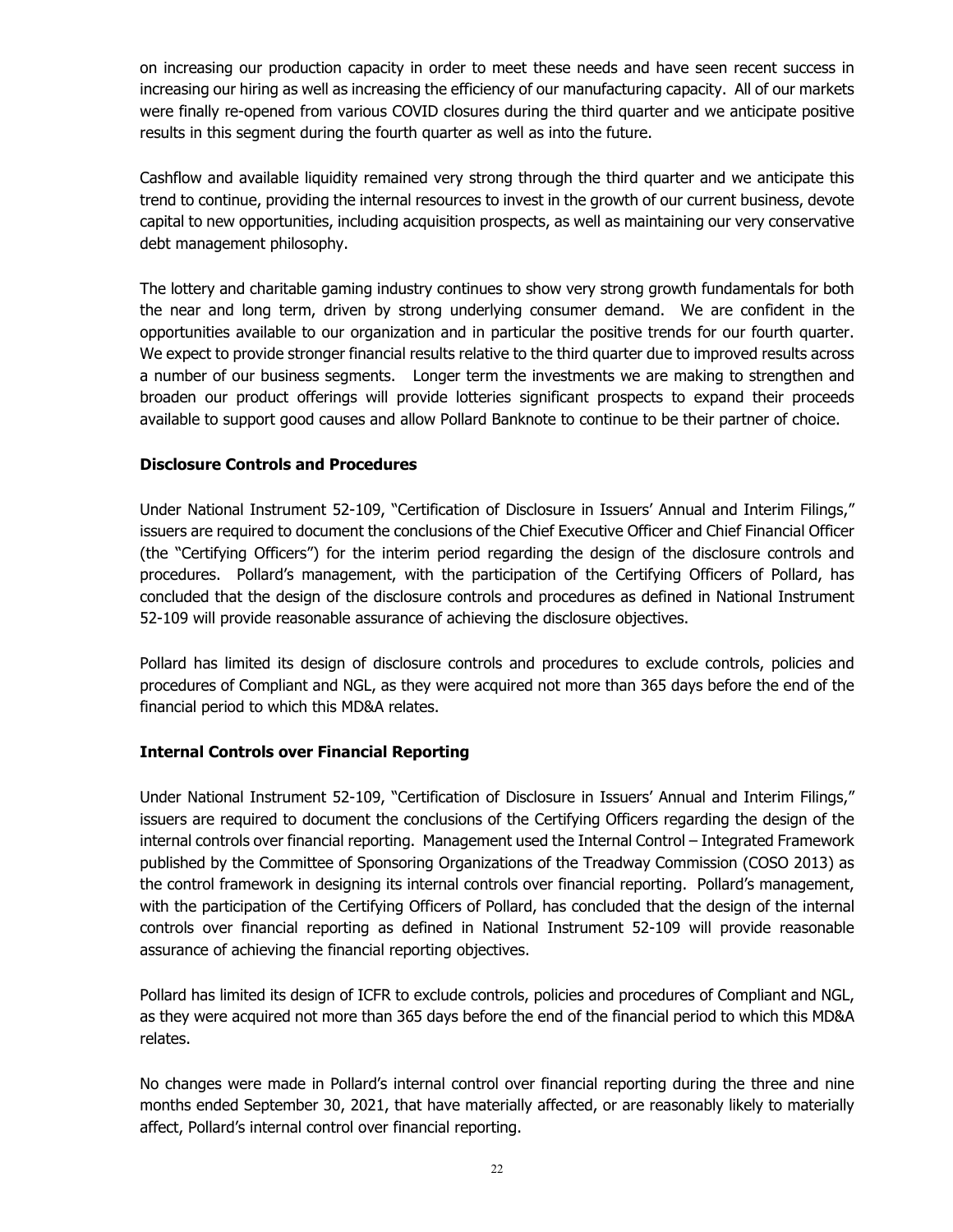on increasing our production capacity in order to meet these needs and have seen recent success in increasing our hiring as well as increasing the efficiency of our manufacturing capacity. All of our markets were finally re-opened from various COVID closures during the third quarter and we anticipate positive results in this segment during the fourth quarter as well as into the future.

Cashflow and available liquidity remained very strong through the third quarter and we anticipate this trend to continue, providing the internal resources to invest in the growth of our current business, devote capital to new opportunities, including acquisition prospects, as well as maintaining our very conservative debt management philosophy.

The lottery and charitable gaming industry continues to show very strong growth fundamentals for both the near and long term, driven by strong underlying consumer demand. We are confident in the opportunities available to our organization and in particular the positive trends for our fourth quarter. We expect to provide stronger financial results relative to the third quarter due to improved results across a number of our business segments. Longer term the investments we are making to strengthen and broaden our product offerings will provide lotteries significant prospects to expand their proceeds available to support good causes and allow Pollard Banknote to continue to be their partner of choice.

### Disclosure Controls and Procedures

Under National Instrument 52-109, "Certification of Disclosure in Issuers' Annual and Interim Filings," issuers are required to document the conclusions of the Chief Executive Officer and Chief Financial Officer (the "Certifying Officers") for the interim period regarding the design of the disclosure controls and procedures. Pollard's management, with the participation of the Certifying Officers of Pollard, has concluded that the design of the disclosure controls and procedures as defined in National Instrument 52-109 will provide reasonable assurance of achieving the disclosure objectives.

Pollard has limited its design of disclosure controls and procedures to exclude controls, policies and procedures of Compliant and NGL, as they were acquired not more than 365 days before the end of the financial period to which this MD&A relates.

### Internal Controls over Financial Reporting

Under National Instrument 52-109, "Certification of Disclosure in Issuers' Annual and Interim Filings," issuers are required to document the conclusions of the Certifying Officers regarding the design of the internal controls over financial reporting. Management used the Internal Control – Integrated Framework published by the Committee of Sponsoring Organizations of the Treadway Commission (COSO 2013) as the control framework in designing its internal controls over financial reporting. Pollard's management, with the participation of the Certifying Officers of Pollard, has concluded that the design of the internal controls over financial reporting as defined in National Instrument 52-109 will provide reasonable assurance of achieving the financial reporting objectives.

Pollard has limited its design of ICFR to exclude controls, policies and procedures of Compliant and NGL, as they were acquired not more than 365 days before the end of the financial period to which this MD&A relates.

No changes were made in Pollard's internal control over financial reporting during the three and nine months ended September 30, 2021, that have materially affected, or are reasonably likely to materially affect, Pollard's internal control over financial reporting.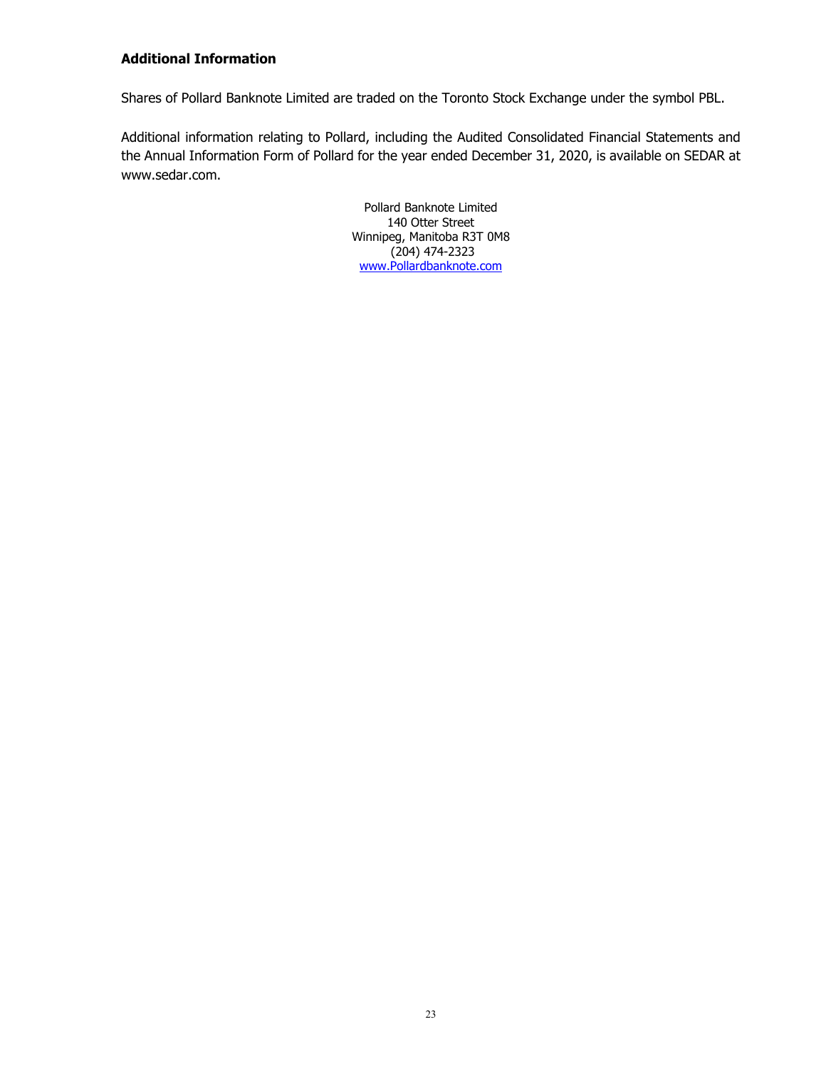**Additional Information**

Shares of Pollard Banknote Limited are traded on the Toronto Stock Exchange under the symbol PBL.

Additional information relating to Pollard, including the Audited Consolidated Financial Statements and the Annual Information Form of Pollard for the year ended December 31, 2020, is available on SEDAR at www.sedar.com.

Pollard Banknote Limited
140 Otter Street
Winnipeg, Manitoba R3T 0M8
(204) 474-2323
www.Pollardbanknote.com